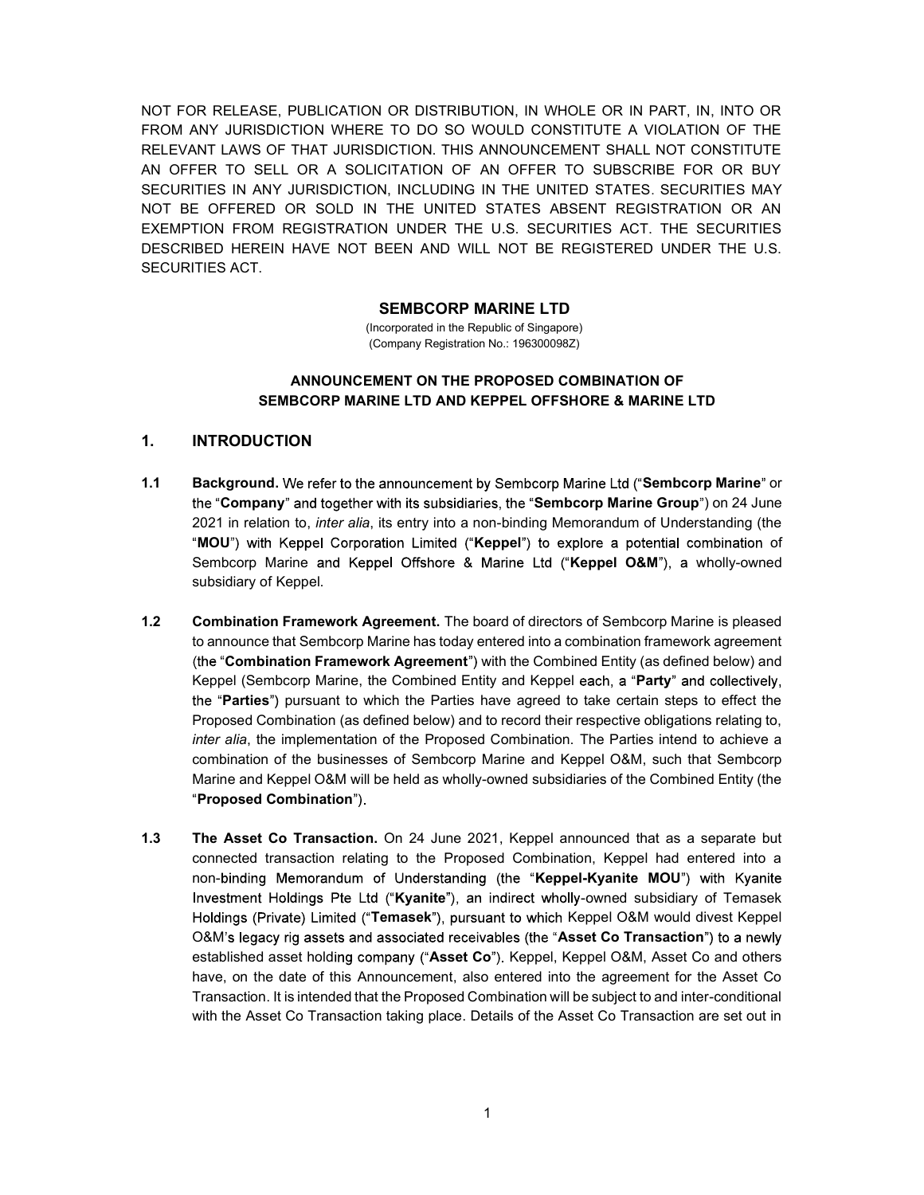NOT FOR RELEASE, PUBLICATION OR DISTRIBUTION, IN WHOLE OR IN PART, IN, INTO OR FROM ANY JURISDICTION WHERE TO DO SO WOULD CONSTITUTE A VIOLATION OF THE RELEVANT LAWS OF THAT JURISDICTION. THIS ANNOUNCEMENT SHALL NOT CONSTITUTE AN OFFER TO SELL OR A SOLICITATION OF AN OFFER TO SUBSCRIBE FOR OR BUY SECURITIES IN ANY JURISDICTION, INCLUDING IN THE UNITED STATES. SECURITIES MAY NOT BE OFFERED OR SOLD IN THE UNITED STATES ABSENT REGISTRATION OR AN EXEMPTION FROM REGISTRATION UNDER THE U.S. SECURITIES ACT. THE SECURITIES DESCRIBED HEREIN HAVE NOT BEEN AND WILL NOT BE REGISTERED UNDER THE U.S. SECURITIES ACT.

**SEMBCORP MARINE LTD**

(Incorporated in the Republic of Singapore)
(Company Registration No.: 196300098Z)

**ANNOUNCEMENT ON THE PROPOSED COMBINATION OF SEMBCORP MARINE LTD AND KEPPEL OFFSHORE & MARINE LTD**

## 1. INTRODUCTION

**1.1 Background.** We refer to the announcement by Sembcorp Marine Ltd ("**Sembcorp Marine**" or the "**Company**" and together with its subsidiaries, the "**Sembcorp Marine Group**") on 24 June 2021 in relation to, *inter alia*, its entry into a non-binding Memorandum of Understanding (the "**MOU**") with Keppel Corporation Limited ("**Keppel**") to explore a potential combination of Sembcorp Marine and Keppel Offshore & Marine Ltd ("**Keppel O&M**"), a wholly-owned subsidiary of Keppel.

**1.2 Combination Framework Agreement.** The board of directors of Sembcorp Marine is pleased to announce that Sembcorp Marine has today entered into a combination framework agreement (the "**Combination Framework Agreement**") with the Combined Entity (as defined below) and Keppel (Sembcorp Marine, the Combined Entity and Keppel each, a "**Party**" and collectively, the "**Parties**") pursuant to which the Parties have agreed to take certain steps to effect the Proposed Combination (as defined below) and to record their respective obligations relating to, *inter alia*, the implementation of the Proposed Combination. The Parties intend to achieve a combination of the businesses of Sembcorp Marine and Keppel O&M, such that Sembcorp Marine and Keppel O&M will be held as wholly-owned subsidiaries of the Combined Entity (the "**Proposed Combination**").

**1.3 The Asset Co Transaction.** On 24 June 2021, Keppel announced that as a separate but connected transaction relating to the Proposed Combination, Keppel had entered into a non-binding Memorandum of Understanding (the "**Keppel-Kyanite MOU**") with Kyanite Investment Holdings Pte Ltd ("**Kyanite**"), an indirect wholly-owned subsidiary of Temasek Holdings (Private) Limited ("**Temasek**"), pursuant to which Keppel O&M would divest Keppel O&M's legacy rig assets and associated receivables (the "**Asset Co Transaction**") to a newly established asset holding company ("**Asset Co**"). Keppel, Keppel O&M, Asset Co and others have, on the date of this Announcement, also entered into the agreement for the Asset Co Transaction. It is intended that the Proposed Combination will be subject to and inter-conditional with the Asset Co Transaction taking place. Details of the Asset Co Transaction are set out in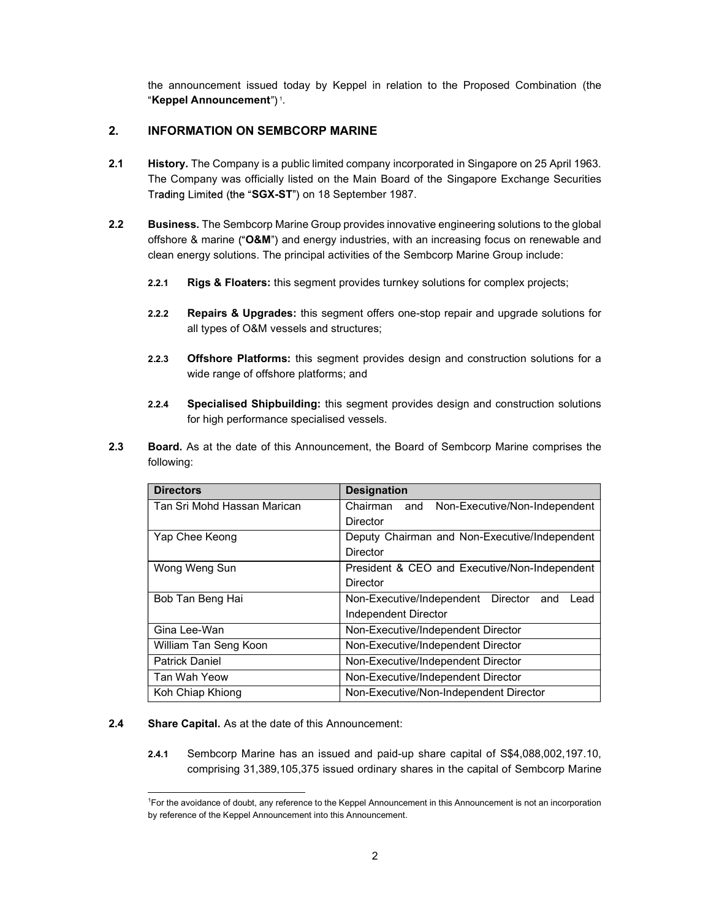the announcement issued today by Keppel in relation to the Proposed Combination (the "**Keppel Announcement**")[1].

## 2. INFORMATION ON SEMBCORP MARINE

**2.1 History.** The Company is a public limited company incorporated in Singapore on 25 April 1963. The Company was officially listed on the Main Board of the Singapore Exchange Securities Trading Limited (the "**SGX-ST**") on 18 September 1987.

**2.2 Business.** The Sembcorp Marine Group provides innovative engineering solutions to the global offshore & marine ("**O&M**") and energy industries, with an increasing focus on renewable and clean energy solutions. The principal activities of the Sembcorp Marine Group include:

**2.2.1 Rigs & Floaters:** this segment provides turnkey solutions for complex projects;

**2.2.2 Repairs & Upgrades:** this segment offers one-stop repair and upgrade solutions for all types of O&M vessels and structures;

**2.2.3 Offshore Platforms:** this segment provides design and construction solutions for a wide range of offshore platforms; and

**2.2.4 Specialised Shipbuilding:** this segment provides design and construction solutions for high performance specialised vessels.

**2.3 Board.** As at the date of this Announcement, the Board of Sembcorp Marine comprises the following:

| Directors | Designation |
| --- | --- |
| Tan Sri Mohd Hassan Marican | Chairman and Non-Executive/Non-Independent Director |
| Yap Chee Keong | Deputy Chairman and Non-Executive/Independent Director |
| Wong Weng Sun | President & CEO and Executive/Non-Independent Director |
| Bob Tan Beng Hai | Non-Executive/Independent Director and Lead Independent Director |
| Gina Lee-Wan | Non-Executive/Independent Director |
| William Tan Seng Koon | Non-Executive/Independent Director |
| Patrick Daniel | Non-Executive/Independent Director |
| Tan Wah Yeow | Non-Executive/Independent Director |
| Koh Chiap Khiong | Non-Executive/Non-Independent Director |

**2.4 Share Capital.** As at the date of this Announcement:

**2.4.1** Sembcorp Marine has an issued and paid-up share capital of S$4,088,002,197.10, comprising 31,389,105,375 issued ordinary shares in the capital of Sembcorp Marine

[1]For the avoidance of doubt, any reference to the Keppel Announcement in this Announcement is not an incorporation by reference of the Keppel Announcement into this Announcement.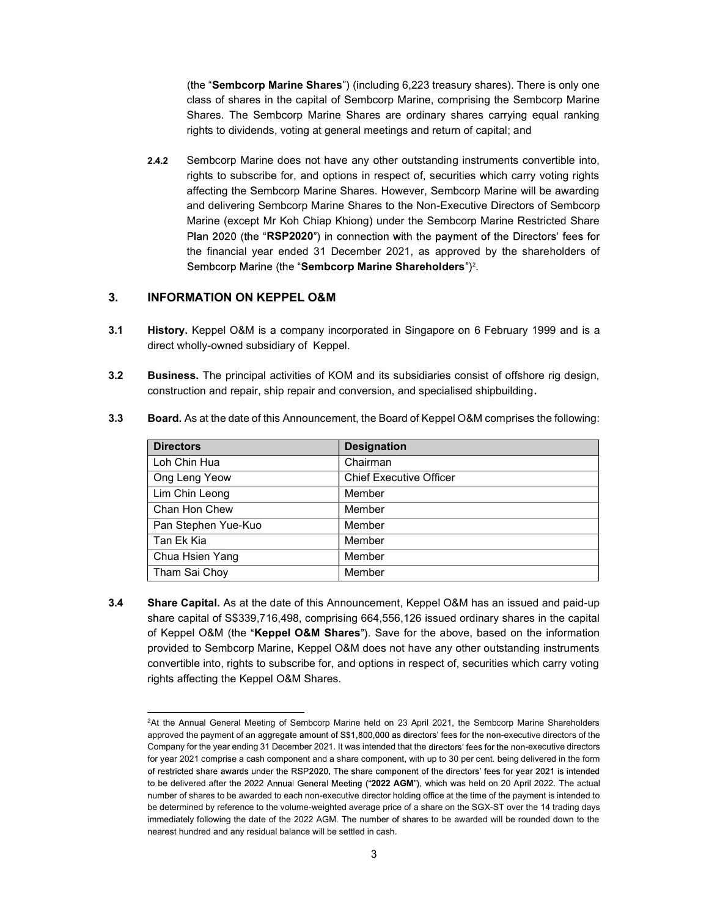(the "**Sembcorp Marine Shares**") (including 6,223 treasury shares). There is only one class of shares in the capital of Sembcorp Marine, comprising the Sembcorp Marine Shares. The Sembcorp Marine Shares are ordinary shares carrying equal ranking rights to dividends, voting at general meetings and return of capital; and

**2.4.2** Sembcorp Marine does not have any other outstanding instruments convertible into, rights to subscribe for, and options in respect of, securities which carry voting rights affecting the Sembcorp Marine Shares. However, Sembcorp Marine will be awarding and delivering Sembcorp Marine Shares to the Non-Executive Directors of Sembcorp Marine (except Mr Koh Chiap Khiong) under the Sembcorp Marine Restricted Share Plan 2020 (the "**RSP2020**") in connection with the payment of the Directors' fees for the financial year ended 31 December 2021, as approved by the shareholders of Sembcorp Marine (the "**Sembcorp Marine Shareholders**")[2].

## 3. INFORMATION ON KEPPEL O&M

**3.1 History.** Keppel O&M is a company incorporated in Singapore on 6 February 1999 and is a direct wholly-owned subsidiary of Keppel.

**3.2 Business.** The principal activities of KOM and its subsidiaries consist of offshore rig design, construction and repair, ship repair and conversion, and specialised shipbuilding.

**3.3 Board.** As at the date of this Announcement, the Board of Keppel O&M comprises the following:

| Directors | Designation |
|---|---|
| Loh Chin Hua | Chairman |
| Ong Leng Yeow | Chief Executive Officer |
| Lim Chin Leong | Member |
| Chan Hon Chew | Member |
| Pan Stephen Yue-Kuo | Member |
| Tan Ek Kia | Member |
| Chua Hsien Yang | Member |
| Tham Sai Choy | Member |

**3.4 Share Capital.** As at the date of this Announcement, Keppel O&M has an issued and paid-up share capital of S$339,716,498, comprising 664,556,126 issued ordinary shares in the capital of Keppel O&M (the "**Keppel O&M Shares**"). Save for the above, based on the information provided to Sembcorp Marine, Keppel O&M does not have any other outstanding instruments convertible into, rights to subscribe for, and options in respect of, securities which carry voting rights affecting the Keppel O&M Shares.

---

[2]At the Annual General Meeting of Sembcorp Marine held on 23 April 2021, the Sembcorp Marine Shareholders approved the payment of an aggregate amount of S$1,800,000 as directors' fees for the non-executive directors of the Company for the year ending 31 December 2021. It was intended that the directors' fees for the non-executive directors for year 2021 comprise a cash component and a share component, with up to 30 per cent. being delivered in the form of restricted share awards under the RSP2020. The share component of the directors' fees for year 2021 is intended to be delivered after the 2022 Annual General Meeting ("**2022 AGM**"), which was held on 20 April 2022. The actual number of shares to be awarded to each non-executive director holding office at the time of the payment is intended to be determined by reference to the volume-weighted average price of a share on the SGX-ST over the 14 trading days immediately following the date of the 2022 AGM. The number of shares to be awarded will be rounded down to the nearest hundred and any residual balance will be settled in cash.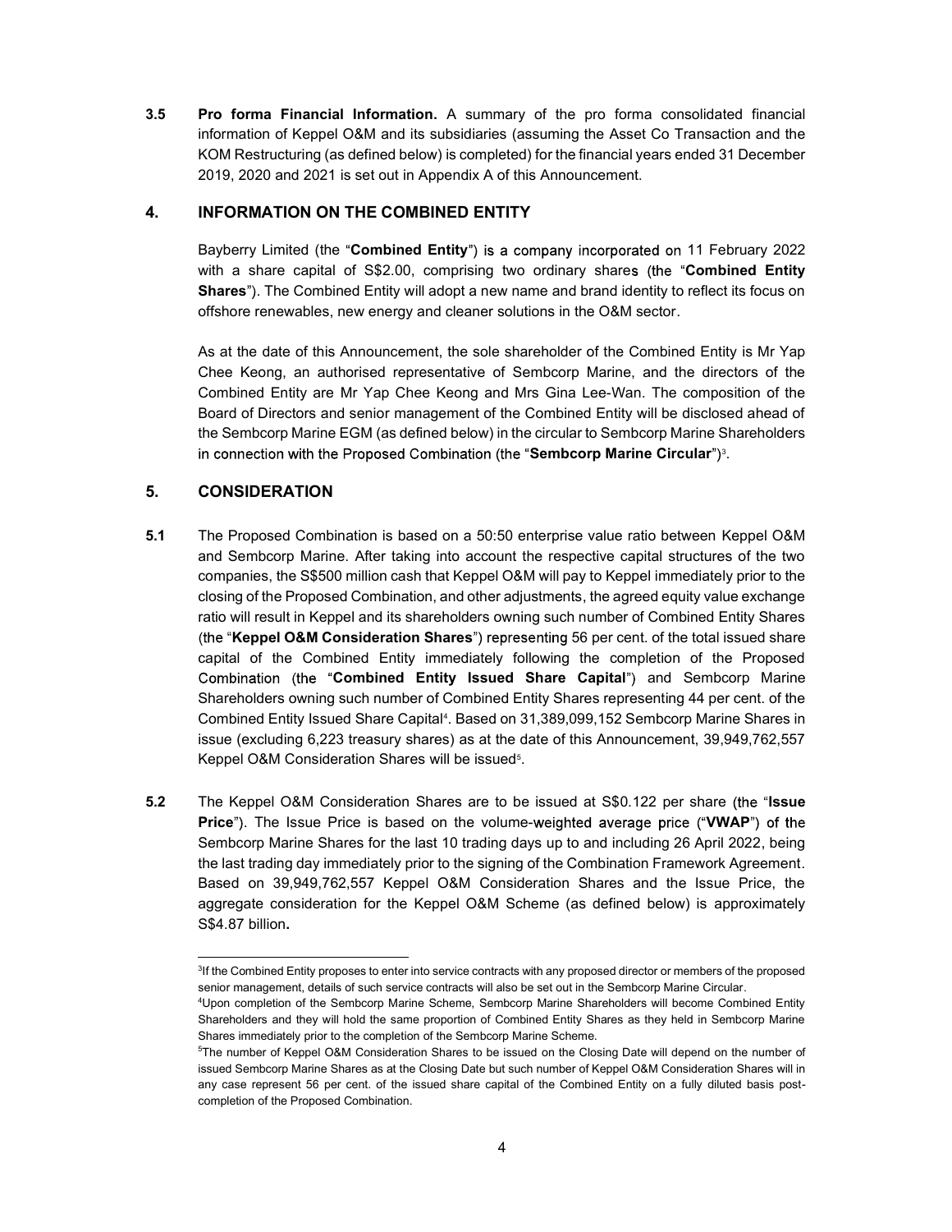**3.5 Pro forma Financial Information.** A summary of the pro forma consolidated financial information of Keppel O&M and its subsidiaries (assuming the Asset Co Transaction and the KOM Restructuring (as defined below) is completed) for the financial years ended 31 December 2019, 2020 and 2021 is set out in Appendix A of this Announcement.

## 4. INFORMATION ON THE COMBINED ENTITY

Bayberry Limited (the "**Combined Entity**") is a company incorporated on 11 February 2022 with a share capital of S$2.00, comprising two ordinary shares (the "**Combined Entity Shares**"). The Combined Entity will adopt a new name and brand identity to reflect its focus on offshore renewables, new energy and cleaner solutions in the O&M sector.

As at the date of this Announcement, the sole shareholder of the Combined Entity is Mr Yap Chee Keong, an authorised representative of Sembcorp Marine, and the directors of the Combined Entity are Mr Yap Chee Keong and Mrs Gina Lee-Wan. The composition of the Board of Directors and senior management of the Combined Entity will be disclosed ahead of the Sembcorp Marine EGM (as defined below) in the circular to Sembcorp Marine Shareholders in connection with the Proposed Combination (the "**Sembcorp Marine Circular**")[3].

## 5. CONSIDERATION

**5.1** The Proposed Combination is based on a 50:50 enterprise value ratio between Keppel O&M and Sembcorp Marine. After taking into account the respective capital structures of the two companies, the S$500 million cash that Keppel O&M will pay to Keppel immediately prior to the closing of the Proposed Combination, and other adjustments, the agreed equity value exchange ratio will result in Keppel and its shareholders owning such number of Combined Entity Shares (the "**Keppel O&M Consideration Shares**") representing 56 per cent. of the total issued share capital of the Combined Entity immediately following the completion of the Proposed Combination (the "**Combined Entity Issued Share Capital**") and Sembcorp Marine Shareholders owning such number of Combined Entity Shares representing 44 per cent. of the Combined Entity Issued Share Capital[4]. Based on 31,389,099,152 Sembcorp Marine Shares in issue (excluding 6,223 treasury shares) as at the date of this Announcement, 39,949,762,557 Keppel O&M Consideration Shares will be issued[5].

**5.2** The Keppel O&M Consideration Shares are to be issued at S$0.122 per share (the "**Issue Price**"). The Issue Price is based on the volume-weighted average price ("**VWAP**") of the Sembcorp Marine Shares for the last 10 trading days up to and including 26 April 2022, being the last trading day immediately prior to the signing of the Combination Framework Agreement. Based on 39,949,762,557 Keppel O&M Consideration Shares and the Issue Price, the aggregate consideration for the Keppel O&M Scheme (as defined below) is approximately S$4.87 billion.

---

[3] If the Combined Entity proposes to enter into service contracts with any proposed director or members of the proposed senior management, details of such service contracts will also be set out in the Sembcorp Marine Circular.

[4] Upon completion of the Sembcorp Marine Scheme, Sembcorp Marine Shareholders will become Combined Entity Shareholders and they will hold the same proportion of Combined Entity Shares as they held in Sembcorp Marine Shares immediately prior to the completion of the Sembcorp Marine Scheme.

[5] The number of Keppel O&M Consideration Shares to be issued on the Closing Date will depend on the number of issued Sembcorp Marine Shares as at the Closing Date but such number of Keppel O&M Consideration Shares will in any case represent 56 per cent. of the issued share capital of the Combined Entity on a fully diluted basis post-completion of the Proposed Combination.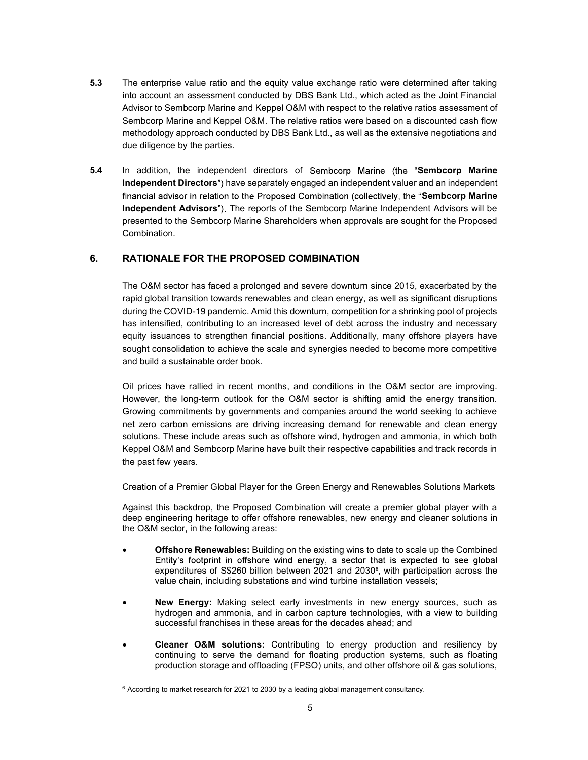**5.3** The enterprise value ratio and the equity value exchange ratio were determined after taking into account an assessment conducted by DBS Bank Ltd., which acted as the Joint Financial Advisor to Sembcorp Marine and Keppel O&M with respect to the relative ratios assessment of Sembcorp Marine and Keppel O&M. The relative ratios were based on a discounted cash flow methodology approach conducted by DBS Bank Ltd., as well as the extensive negotiations and due diligence by the parties.

**5.4** In addition, the independent directors of Sembcorp Marine (the "**Sembcorp Marine Independent Directors**") have separately engaged an independent valuer and an independent financial advisor in relation to the Proposed Combination (collectively, the "**Sembcorp Marine Independent Advisors**"). The reports of the Sembcorp Marine Independent Advisors will be presented to the Sembcorp Marine Shareholders when approvals are sought for the Proposed Combination.

## 6. RATIONALE FOR THE PROPOSED COMBINATION

The O&M sector has faced a prolonged and severe downturn since 2015, exacerbated by the rapid global transition towards renewables and clean energy, as well as significant disruptions during the COVID-19 pandemic. Amid this downturn, competition for a shrinking pool of projects has intensified, contributing to an increased level of debt across the industry and necessary equity issuances to strengthen financial positions. Additionally, many offshore players have sought consolidation to achieve the scale and synergies needed to become more competitive and build a sustainable order book.

Oil prices have rallied in recent months, and conditions in the O&M sector are improving. However, the long-term outlook for the O&M sector is shifting amid the energy transition. Growing commitments by governments and companies around the world seeking to achieve net zero carbon emissions are driving increasing demand for renewable and clean energy solutions. These include areas such as offshore wind, hydrogen and ammonia, in which both Keppel O&M and Sembcorp Marine have built their respective capabilities and track records in the past few years.

Creation of a Premier Global Player for the Green Energy and Renewables Solutions Markets

Against this backdrop, the Proposed Combination will create a premier global player with a deep engineering heritage to offer offshore renewables, new energy and cleaner solutions in the O&M sector, in the following areas:

- **Offshore Renewables:** Building on the existing wins to date to scale up the Combined Entity's footprint in offshore wind energy, a sector that is expected to see global expenditures of S$260 billion between 2021 and 2030[6], with participation across the value chain, including substations and wind turbine installation vessels;
- **New Energy:** Making select early investments in new energy sources, such as hydrogen and ammonia, and in carbon capture technologies, with a view to building successful franchises in these areas for the decades ahead; and
- **Cleaner O&M solutions:** Contributing to energy production and resiliency by continuing to serve the demand for floating production systems, such as floating production storage and offloading (FPSO) units, and other offshore oil & gas solutions,

[6] According to market research for 2021 to 2030 by a leading global management consultancy.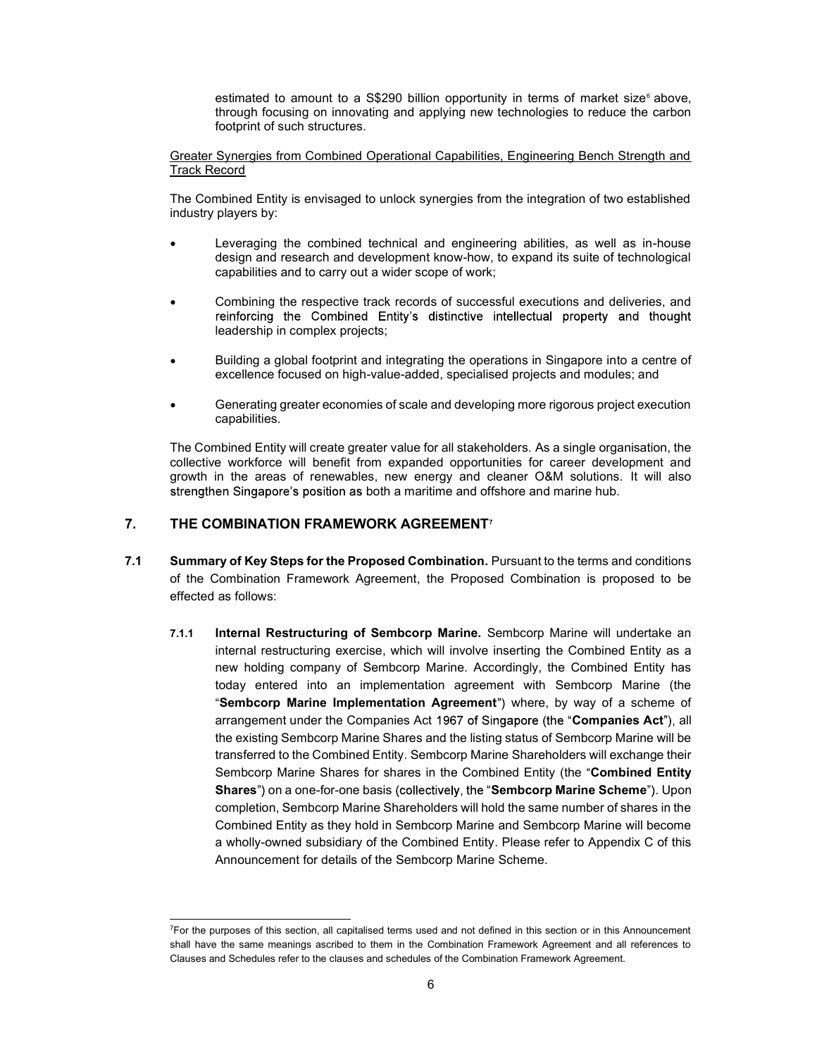estimated to amount to a S$290 billion opportunity in terms of market size[6] above, through focusing on innovating and applying new technologies to reduce the carbon footprint of such structures.

Greater Synergies from Combined Operational Capabilities, Engineering Bench Strength and Track Record

The Combined Entity is envisaged to unlock synergies from the integration of two established industry players by:

- Leveraging the combined technical and engineering abilities, as well as in-house design and research and development know-how, to expand its suite of technological capabilities and to carry out a wider scope of work;
- Combining the respective track records of successful executions and deliveries, and reinforcing the Combined Entity's distinctive intellectual property and thought leadership in complex projects;
- Building a global footprint and integrating the operations in Singapore into a centre of excellence focused on high-value-added, specialised projects and modules; and
- Generating greater economies of scale and developing more rigorous project execution capabilities.

The Combined Entity will create greater value for all stakeholders. As a single organisation, the collective workforce will benefit from expanded opportunities for career development and growth in the areas of renewables, new energy and cleaner O&M solutions. It will also strengthen Singapore's position as both a maritime and offshore and marine hub.

## 7. THE COMBINATION FRAMEWORK AGREEMENT[7]

**7.1 Summary of Key Steps for the Proposed Combination.** Pursuant to the terms and conditions of the Combination Framework Agreement, the Proposed Combination is proposed to be effected as follows:

**7.1.1 Internal Restructuring of Sembcorp Marine.** Sembcorp Marine will undertake an internal restructuring exercise, which will involve inserting the Combined Entity as a new holding company of Sembcorp Marine. Accordingly, the Combined Entity has today entered into an implementation agreement with Sembcorp Marine (the "**Sembcorp Marine Implementation Agreement**") where, by way of a scheme of arrangement under the Companies Act 1967 of Singapore (the "**Companies Act**"), all the existing Sembcorp Marine Shares and the listing status of Sembcorp Marine will be transferred to the Combined Entity. Sembcorp Marine Shareholders will exchange their Sembcorp Marine Shares for shares in the Combined Entity (the "**Combined Entity Shares**") on a one-for-one basis (collectively, the "**Sembcorp Marine Scheme**"). Upon completion, Sembcorp Marine Shareholders will hold the same number of shares in the Combined Entity as they hold in Sembcorp Marine and Sembcorp Marine will become a wholly-owned subsidiary of the Combined Entity. Please refer to Appendix C of this Announcement for details of the Sembcorp Marine Scheme.

---

[7] For the purposes of this section, all capitalised terms used and not defined in this section or in this Announcement shall have the same meanings ascribed to them in the Combination Framework Agreement and all references to Clauses and Schedules refer to the clauses and schedules of the Combination Framework Agreement.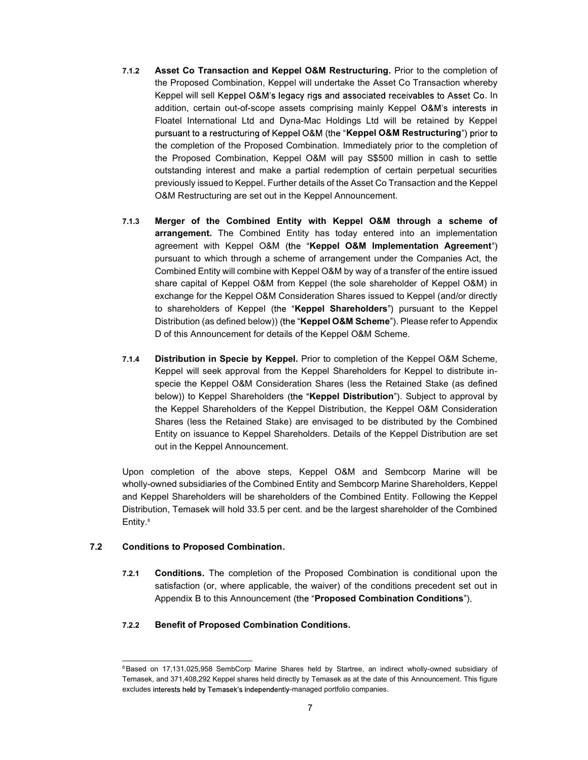**7.1.2 Asset Co Transaction and Keppel O&M Restructuring.** Prior to the completion of the Proposed Combination, Keppel will undertake the Asset Co Transaction whereby Keppel will sell Keppel O&M's legacy rigs and associated receivables to Asset Co. In addition, certain out-of-scope assets comprising mainly Keppel O&M's interests in Floatel International Ltd and Dyna-Mac Holdings Ltd will be retained by Keppel pursuant to a restructuring of Keppel O&M (the "**Keppel O&M Restructuring**") prior to the completion of the Proposed Combination. Immediately prior to the completion of the Proposed Combination, Keppel O&M will pay S$500 million in cash to settle outstanding interest and make a partial redemption of certain perpetual securities previously issued to Keppel. Further details of the Asset Co Transaction and the Keppel O&M Restructuring are set out in the Keppel Announcement.

**7.1.3 Merger of the Combined Entity with Keppel O&M through a scheme of arrangement.** The Combined Entity has today entered into an implementation agreement with Keppel O&M (the "**Keppel O&M Implementation Agreement**") pursuant to which through a scheme of arrangement under the Companies Act, the Combined Entity will combine with Keppel O&M by way of a transfer of the entire issued share capital of Keppel O&M from Keppel (the sole shareholder of Keppel O&M) in exchange for the Keppel O&M Consideration Shares issued to Keppel (and/or directly to shareholders of Keppel (the "**Keppel Shareholders**") pursuant to the Keppel Distribution (as defined below)) (the "**Keppel O&M Scheme**"). Please refer to Appendix D of this Announcement for details of the Keppel O&M Scheme.

**7.1.4 Distribution in Specie by Keppel.** Prior to completion of the Keppel O&M Scheme, Keppel will seek approval from the Keppel Shareholders for Keppel to distribute in-specie the Keppel O&M Consideration Shares (less the Retained Stake (as defined below)) to Keppel Shareholders (the "**Keppel Distribution**"). Subject to approval by the Keppel Shareholders of the Keppel Distribution, the Keppel O&M Consideration Shares (less the Retained Stake) are envisaged to be distributed by the Combined Entity on issuance to Keppel Shareholders. Details of the Keppel Distribution are set out in the Keppel Announcement.

Upon completion of the above steps, Keppel O&M and Sembcorp Marine will be wholly-owned subsidiaries of the Combined Entity and Sembcorp Marine Shareholders, Keppel and Keppel Shareholders will be shareholders of the Combined Entity. Following the Keppel Distribution, Temasek will hold 33.5 per cent. and be the largest shareholder of the Combined Entity.[8]

## 7.2 Conditions to Proposed Combination.

**7.2.1 Conditions.** The completion of the Proposed Combination is conditional upon the satisfaction (or, where applicable, the waiver) of the conditions precedent set out in Appendix B to this Announcement (the "**Proposed Combination Conditions**").

**7.2.2 Benefit of Proposed Combination Conditions.**

---

[8] Based on 17,131,025,958 SembCorp Marine Shares held by Startree, an indirect wholly-owned subsidiary of Temasek, and 371,408,292 Keppel shares held directly by Temasek as at the date of this Announcement. This figure excludes interests held by Temasek's independently-managed portfolio companies.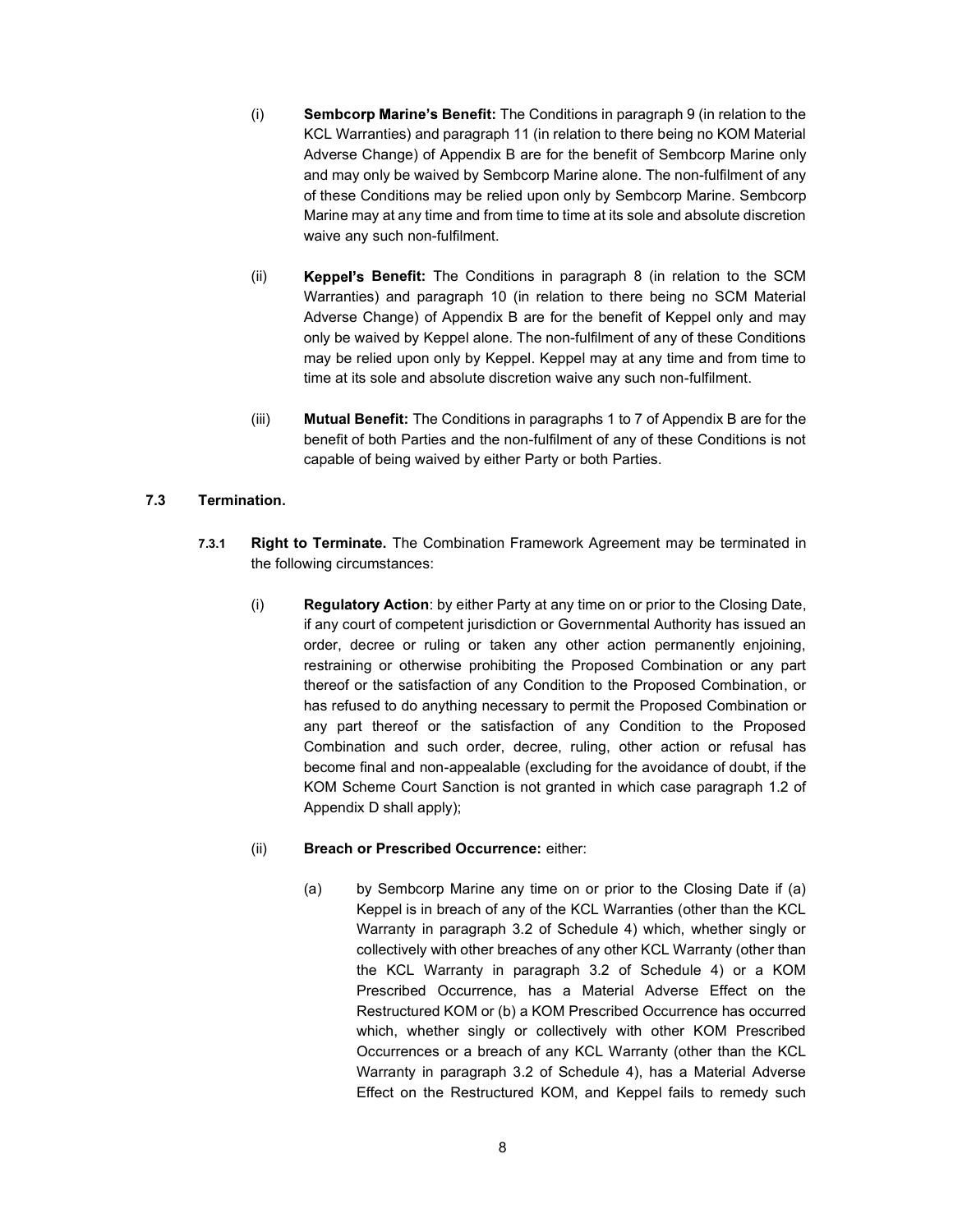(i) **Sembcorp Marine's Benefit:** The Conditions in paragraph 9 (in relation to the KCL Warranties) and paragraph 11 (in relation to there being no KOM Material Adverse Change) of Appendix B are for the benefit of Sembcorp Marine only and may only be waived by Sembcorp Marine alone. The non-fulfilment of any of these Conditions may be relied upon only by Sembcorp Marine. Sembcorp Marine may at any time and from time to time at its sole and absolute discretion waive any such non-fulfilment.

(ii) **Keppel's Benefit:** The Conditions in paragraph 8 (in relation to the SCM Warranties) and paragraph 10 (in relation to there being no SCM Material Adverse Change) of Appendix B are for the benefit of Keppel only and may only be waived by Keppel alone. The non-fulfilment of any of these Conditions may be relied upon only by Keppel. Keppel may at any time and from time to time at its sole and absolute discretion waive any such non-fulfilment.

(iii) **Mutual Benefit:** The Conditions in paragraphs 1 to 7 of Appendix B are for the benefit of both Parties and the non-fulfilment of any of these Conditions is not capable of being waived by either Party or both Parties.

### 7.3 Termination.

**7.3.1 Right to Terminate.** The Combination Framework Agreement may be terminated in the following circumstances:

(i) **Regulatory Action**: by either Party at any time on or prior to the Closing Date, if any court of competent jurisdiction or Governmental Authority has issued an order, decree or ruling or taken any other action permanently enjoining, restraining or otherwise prohibiting the Proposed Combination or any part thereof or the satisfaction of any Condition to the Proposed Combination, or has refused to do anything necessary to permit the Proposed Combination or any part thereof or the satisfaction of any Condition to the Proposed Combination and such order, decree, ruling, other action or refusal has become final and non-appealable (excluding for the avoidance of doubt, if the KOM Scheme Court Sanction is not granted in which case paragraph 1.2 of Appendix D shall apply);

(ii) **Breach or Prescribed Occurrence:** either:

(a) by Sembcorp Marine any time on or prior to the Closing Date if (a) Keppel is in breach of any of the KCL Warranties (other than the KCL Warranty in paragraph 3.2 of Schedule 4) which, whether singly or collectively with other breaches of any other KCL Warranty (other than the KCL Warranty in paragraph 3.2 of Schedule 4) or a KOM Prescribed Occurrence, has a Material Adverse Effect on the Restructured KOM or (b) a KOM Prescribed Occurrence has occurred which, whether singly or collectively with other KOM Prescribed Occurrences or a breach of any KCL Warranty (other than the KCL Warranty in paragraph 3.2 of Schedule 4), has a Material Adverse Effect on the Restructured KOM, and Keppel fails to remedy such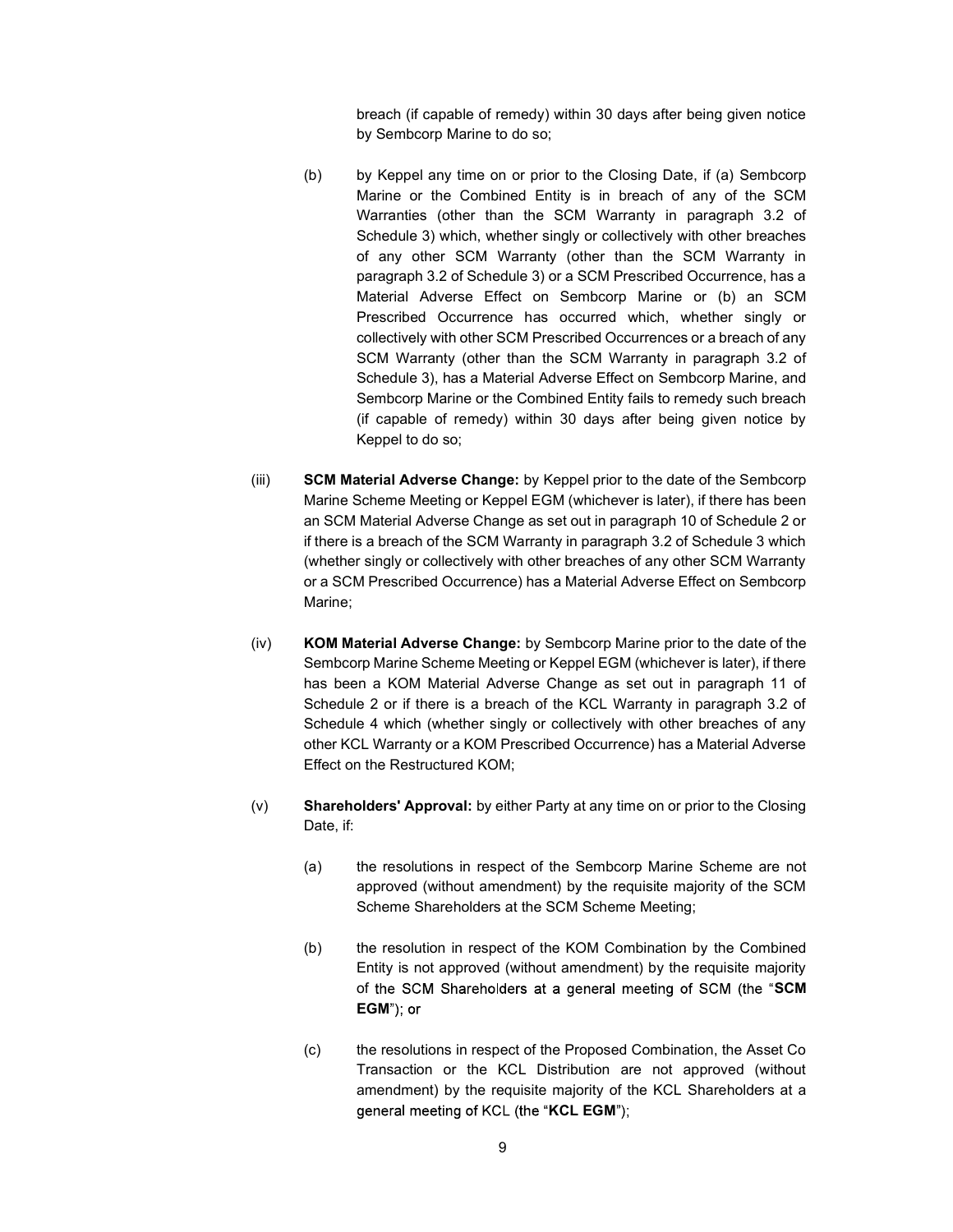breach (if capable of remedy) within 30 days after being given notice by Sembcorp Marine to do so;

(b) by Keppel any time on or prior to the Closing Date, if (a) Sembcorp Marine or the Combined Entity is in breach of any of the SCM Warranties (other than the SCM Warranty in paragraph 3.2 of Schedule 3) which, whether singly or collectively with other breaches of any other SCM Warranty (other than the SCM Warranty in paragraph 3.2 of Schedule 3) or a SCM Prescribed Occurrence, has a Material Adverse Effect on Sembcorp Marine or (b) an SCM Prescribed Occurrence has occurred which, whether singly or collectively with other SCM Prescribed Occurrences or a breach of any SCM Warranty (other than the SCM Warranty in paragraph 3.2 of Schedule 3), has a Material Adverse Effect on Sembcorp Marine, and Sembcorp Marine or the Combined Entity fails to remedy such breach (if capable of remedy) within 30 days after being given notice by Keppel to do so;

(iii) **SCM Material Adverse Change:** by Keppel prior to the date of the Sembcorp Marine Scheme Meeting or Keppel EGM (whichever is later), if there has been an SCM Material Adverse Change as set out in paragraph 10 of Schedule 2 or if there is a breach of the SCM Warranty in paragraph 3.2 of Schedule 3 which (whether singly or collectively with other breaches of any other SCM Warranty or a SCM Prescribed Occurrence) has a Material Adverse Effect on Sembcorp Marine;

(iv) **KOM Material Adverse Change:** by Sembcorp Marine prior to the date of the Sembcorp Marine Scheme Meeting or Keppel EGM (whichever is later), if there has been a KOM Material Adverse Change as set out in paragraph 11 of Schedule 2 or if there is a breach of the KCL Warranty in paragraph 3.2 of Schedule 4 which (whether singly or collectively with other breaches of any other KCL Warranty or a KOM Prescribed Occurrence) has a Material Adverse Effect on the Restructured KOM;

(v) **Shareholders' Approval:** by either Party at any time on or prior to the Closing Date, if:

(a) the resolutions in respect of the Sembcorp Marine Scheme are not approved (without amendment) by the requisite majority of the SCM Scheme Shareholders at the SCM Scheme Meeting;

(b) the resolution in respect of the KOM Combination by the Combined Entity is not approved (without amendment) by the requisite majority of the SCM Shareholders at a general meeting of SCM (the "**SCM EGM**"); or

(c) the resolutions in respect of the Proposed Combination, the Asset Co Transaction or the KCL Distribution are not approved (without amendment) by the requisite majority of the KCL Shareholders at a general meeting of KCL (the "**KCL EGM**");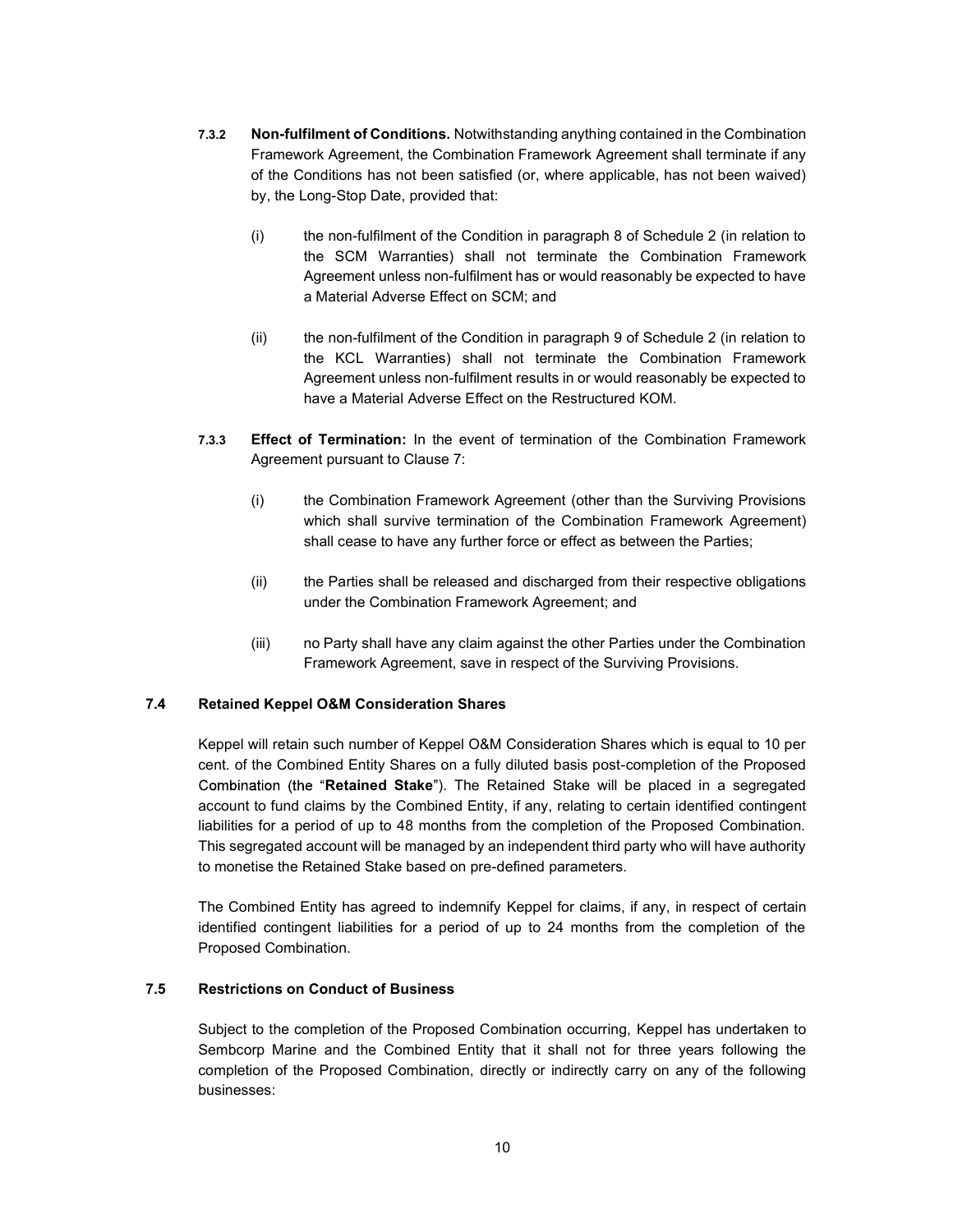**7.3.2 Non-fulfilment of Conditions.** Notwithstanding anything contained in the Combination Framework Agreement, the Combination Framework Agreement shall terminate if any of the Conditions has not been satisfied (or, where applicable, has not been waived) by, the Long-Stop Date, provided that:

(i) the non-fulfilment of the Condition in paragraph 8 of Schedule 2 (in relation to the SCM Warranties) shall not terminate the Combination Framework Agreement unless non-fulfilment has or would reasonably be expected to have a Material Adverse Effect on SCM; and

(ii) the non-fulfilment of the Condition in paragraph 9 of Schedule 2 (in relation to the KCL Warranties) shall not terminate the Combination Framework Agreement unless non-fulfilment results in or would reasonably be expected to have a Material Adverse Effect on the Restructured KOM.

**7.3.3 Effect of Termination:** In the event of termination of the Combination Framework Agreement pursuant to Clause 7:

(i) the Combination Framework Agreement (other than the Surviving Provisions which shall survive termination of the Combination Framework Agreement) shall cease to have any further force or effect as between the Parties;

(ii) the Parties shall be released and discharged from their respective obligations under the Combination Framework Agreement; and

(iii) no Party shall have any claim against the other Parties under the Combination Framework Agreement, save in respect of the Surviving Provisions.

### 7.4 Retained Keppel O&M Consideration Shares

Keppel will retain such number of Keppel O&M Consideration Shares which is equal to 10 per cent. of the Combined Entity Shares on a fully diluted basis post-completion of the Proposed Combination (the "**Retained Stake**"). The Retained Stake will be placed in a segregated account to fund claims by the Combined Entity, if any, relating to certain identified contingent liabilities for a period of up to 48 months from the completion of the Proposed Combination. This segregated account will be managed by an independent third party who will have authority to monetise the Retained Stake based on pre-defined parameters.

The Combined Entity has agreed to indemnify Keppel for claims, if any, in respect of certain identified contingent liabilities for a period of up to 24 months from the completion of the Proposed Combination.

### 7.5 Restrictions on Conduct of Business

Subject to the completion of the Proposed Combination occurring, Keppel has undertaken to Sembcorp Marine and the Combined Entity that it shall not for three years following the completion of the Proposed Combination, directly or indirectly carry on any of the following businesses: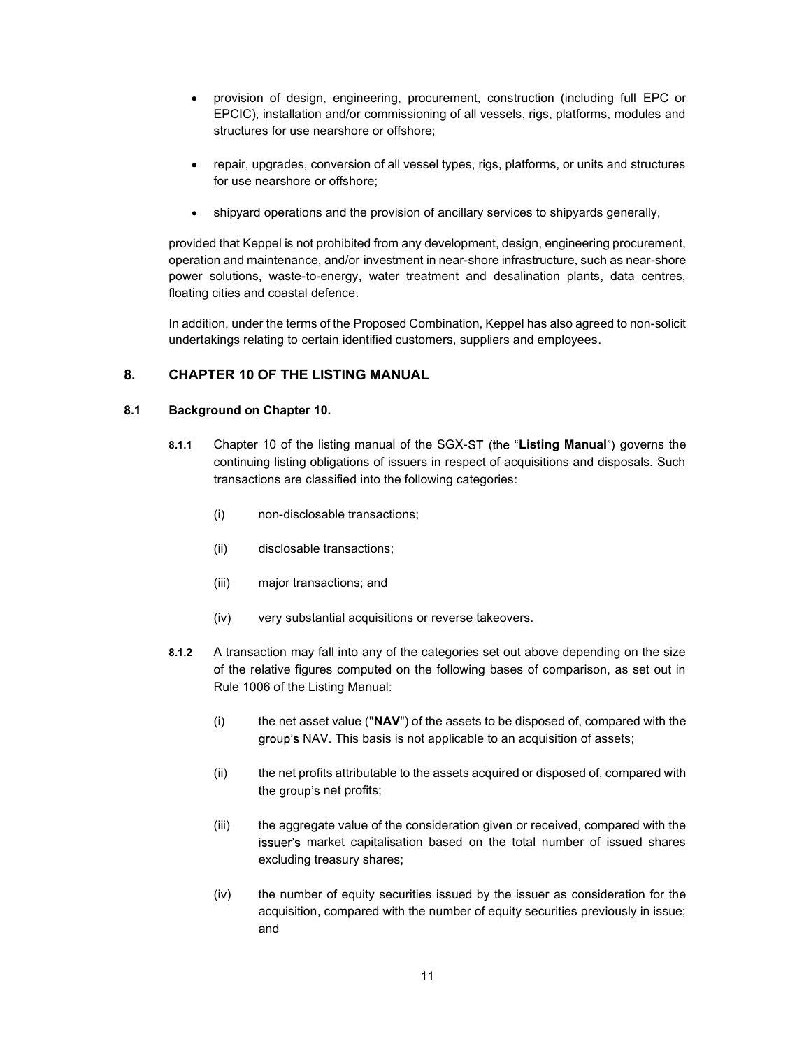- provision of design, engineering, procurement, construction (including full EPC or EPCIC), installation and/or commissioning of all vessels, rigs, platforms, modules and structures for use nearshore or offshore;
- repair, upgrades, conversion of all vessel types, rigs, platforms, or units and structures for use nearshore or offshore;
- shipyard operations and the provision of ancillary services to shipyards generally,

provided that Keppel is not prohibited from any development, design, engineering procurement, operation and maintenance, and/or investment in near-shore infrastructure, such as near-shore power solutions, waste-to-energy, water treatment and desalination plants, data centres, floating cities and coastal defence.

In addition, under the terms of the Proposed Combination, Keppel has also agreed to non-solicit undertakings relating to certain identified customers, suppliers and employees.

## 8. CHAPTER 10 OF THE LISTING MANUAL

### 8.1 Background on Chapter 10.

**8.1.1** Chapter 10 of the listing manual of the SGX-ST (the "**Listing Manual**") governs the continuing listing obligations of issuers in respect of acquisitions and disposals. Such transactions are classified into the following categories:

(i) non-disclosable transactions;

(ii) disclosable transactions;

(iii) major transactions; and

(iv) very substantial acquisitions or reverse takeovers.

**8.1.2** A transaction may fall into any of the categories set out above depending on the size of the relative figures computed on the following bases of comparison, as set out in Rule 1006 of the Listing Manual:

(i) the net asset value ("**NAV**") of the assets to be disposed of, compared with the group's NAV. This basis is not applicable to an acquisition of assets;

(ii) the net profits attributable to the assets acquired or disposed of, compared with the group's net profits;

(iii) the aggregate value of the consideration given or received, compared with the issuer's market capitalisation based on the total number of issued shares excluding treasury shares;

(iv) the number of equity securities issued by the issuer as consideration for the acquisition, compared with the number of equity securities previously in issue; and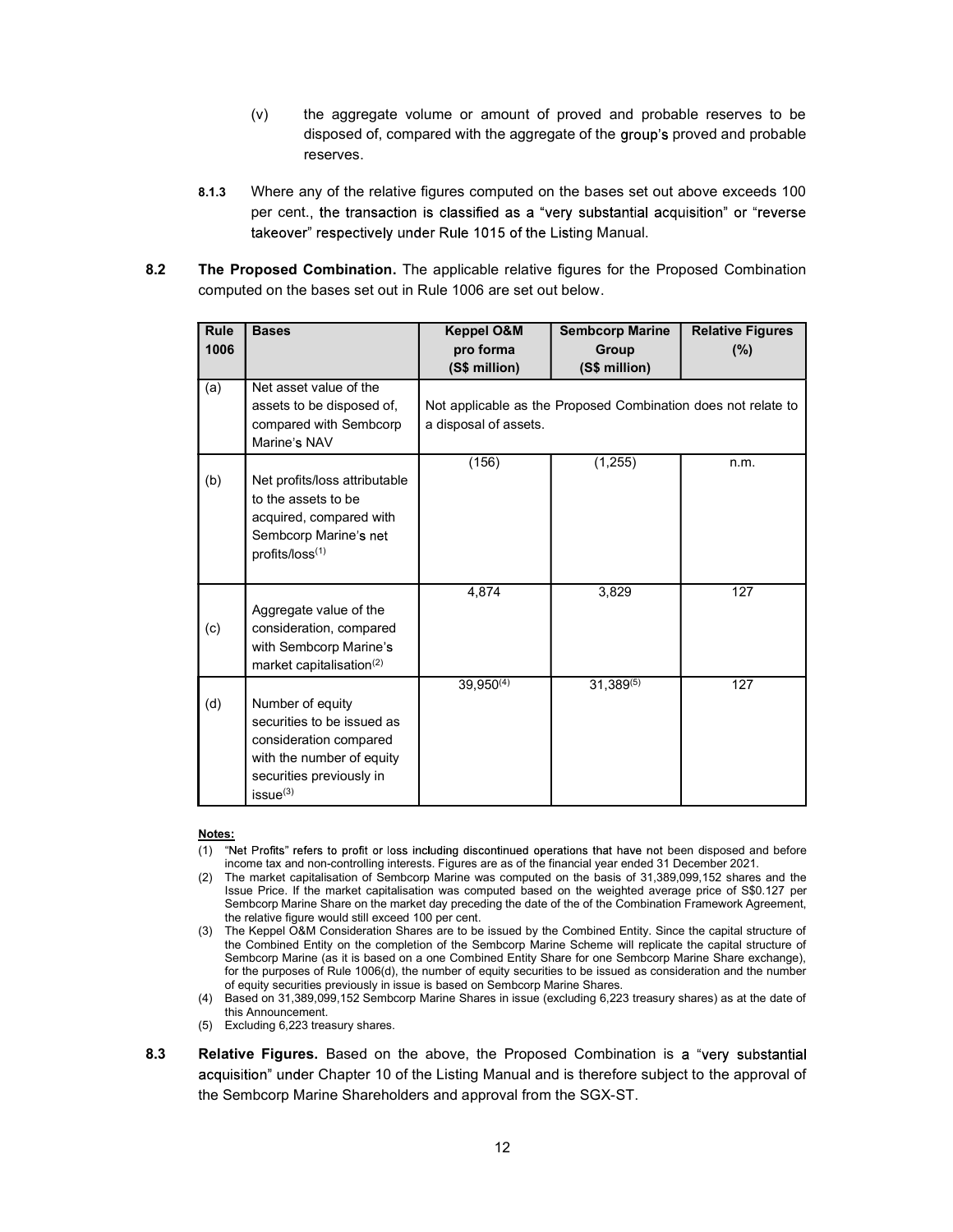(v) the aggregate volume or amount of proved and probable reserves to be disposed of, compared with the aggregate of the group's proved and probable reserves.

**8.1.3** Where any of the relative figures computed on the bases set out above exceeds 100 per cent., the transaction is classified as a "very substantial acquisition" or "reverse takeover" respectively under Rule 1015 of the Listing Manual.

**8.2 The Proposed Combination.** The applicable relative figures for the Proposed Combination computed on the bases set out in Rule 1006 are set out below.

| Rule 1006 | Bases | Keppel O&M pro forma (S$ million) | Sembcorp Marine Group (S$ million) | Relative Figures (%) |
|---|---|---|---|---|
| (a) | Net asset value of the assets to be disposed of, compared with Sembcorp Marine's NAV | Not applicable as the Proposed Combination does not relate to a disposal of assets. | | |
| (b) | Net profits/loss attributable to the assets to be acquired, compared with Sembcorp Marine's net profits/loss(1) | (156) | (1,255) | n.m. |
| (c) | Aggregate value of the consideration, compared with Sembcorp Marine's market capitalisation(2) | 4,874 | 3,829 | 127 |
| (d) | Number of equity securities to be issued as consideration compared with the number of equity securities previously in issue(3) | 39,950(4) | 31,389(5) | 127 |

**Notes:**

(1) "Net Profits" refers to profit or loss including discontinued operations that have not been disposed and before income tax and non-controlling interests. Figures are as of the financial year ended 31 December 2021.

(2) The market capitalisation of Sembcorp Marine was computed on the basis of 31,389,099,152 shares and the Issue Price. If the market capitalisation was computed based on the weighted average price of S$0.127 per Sembcorp Marine Share on the market day preceding the date of the of the Combination Framework Agreement, the relative figure would still exceed 100 per cent.

(3) The Keppel O&M Consideration Shares are to be issued by the Combined Entity. Since the capital structure of the Combined Entity on the completion of the Sembcorp Marine Scheme will replicate the capital structure of Sembcorp Marine (as it is based on a one Combined Entity Share for one Sembcorp Marine Share exchange), for the purposes of Rule 1006(d), the number of equity securities to be issued as consideration and the number of equity securities previously in issue is based on Sembcorp Marine Shares.

(4) Based on 31,389,099,152 Sembcorp Marine Shares in issue (excluding 6,223 treasury shares) as at the date of this Announcement.

(5) Excluding 6,223 treasury shares.

**8.3 Relative Figures.** Based on the above, the Proposed Combination is a "very substantial acquisition" under Chapter 10 of the Listing Manual and is therefore subject to the approval of the Sembcorp Marine Shareholders and approval from the SGX-ST.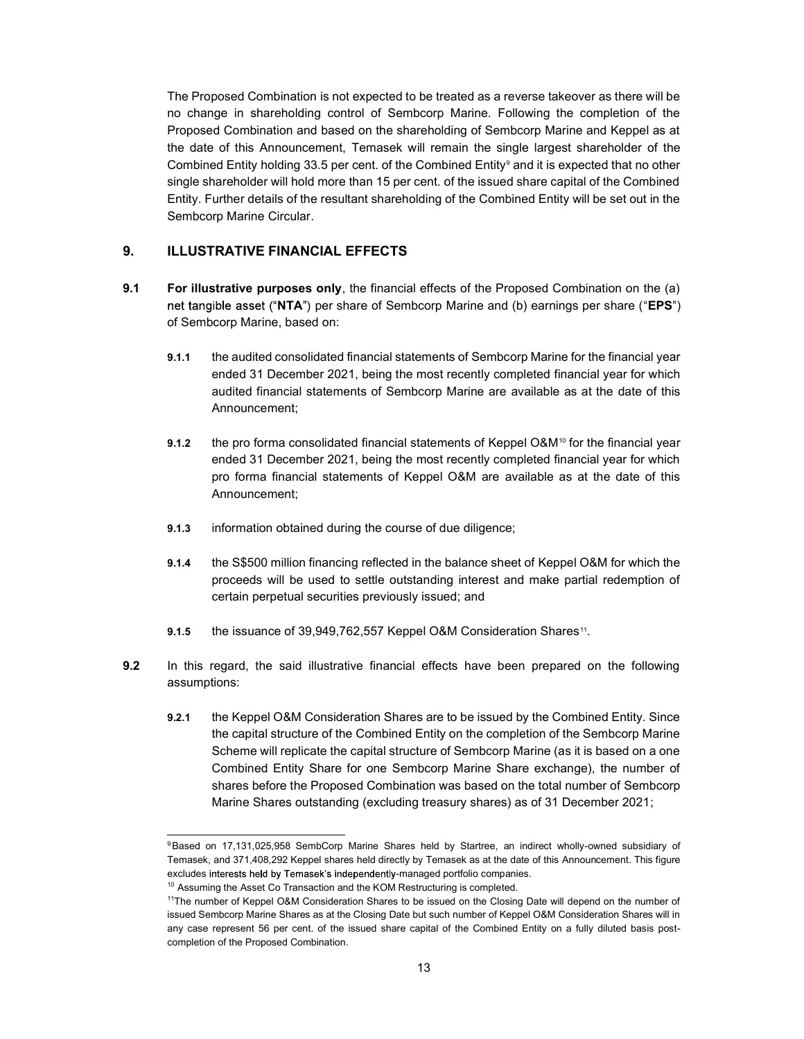The Proposed Combination is not expected to be treated as a reverse takeover as there will be no change in shareholding control of Sembcorp Marine. Following the completion of the Proposed Combination and based on the shareholding of Sembcorp Marine and Keppel as at the date of this Announcement, Temasek will remain the single largest shareholder of the Combined Entity holding 33.5 per cent. of the Combined Entity[9] and it is expected that no other single shareholder will hold more than 15 per cent. of the issued share capital of the Combined Entity. Further details of the resultant shareholding of the Combined Entity will be set out in the Sembcorp Marine Circular.

## 9. ILLUSTRATIVE FINANCIAL EFFECTS

**9.1** **For illustrative purposes only**, the financial effects of the Proposed Combination on the (a) net tangible asset ("**NTA**") per share of Sembcorp Marine and (b) earnings per share ("**EPS**") of Sembcorp Marine, based on:

**9.1.1** the audited consolidated financial statements of Sembcorp Marine for the financial year ended 31 December 2021, being the most recently completed financial year for which audited financial statements of Sembcorp Marine are available as at the date of this Announcement;

**9.1.2** the pro forma consolidated financial statements of Keppel O&M[10] for the financial year ended 31 December 2021, being the most recently completed financial year for which pro forma financial statements of Keppel O&M are available as at the date of this Announcement;

**9.1.3** information obtained during the course of due diligence;

**9.1.4** the S$500 million financing reflected in the balance sheet of Keppel O&M for which the proceeds will be used to settle outstanding interest and make partial redemption of certain perpetual securities previously issued; and

**9.1.5** the issuance of 39,949,762,557 Keppel O&M Consideration Shares[11].

**9.2** In this regard, the said illustrative financial effects have been prepared on the following assumptions:

**9.2.1** the Keppel O&M Consideration Shares are to be issued by the Combined Entity. Since the capital structure of the Combined Entity on the completion of the Sembcorp Marine Scheme will replicate the capital structure of Sembcorp Marine (as it is based on a one Combined Entity Share for one Sembcorp Marine Share exchange), the number of shares before the Proposed Combination was based on the total number of Sembcorp Marine Shares outstanding (excluding treasury shares) as of 31 December 2021;

---

[9] Based on 17,131,025,958 SembCorp Marine Shares held by Startree, an indirect wholly-owned subsidiary of Temasek, and 371,408,292 Keppel shares held directly by Temasek as at the date of this Announcement. This figure excludes interests held by Temasek's independently-managed portfolio companies.

[10] Assuming the Asset Co Transaction and the KOM Restructuring is completed.

[11] The number of Keppel O&M Consideration Shares to be issued on the Closing Date will depend on the number of issued Sembcorp Marine Shares as at the Closing Date but such number of Keppel O&M Consideration Shares will in any case represent 56 per cent. of the issued share capital of the Combined Entity on a fully diluted basis post-completion of the Proposed Combination.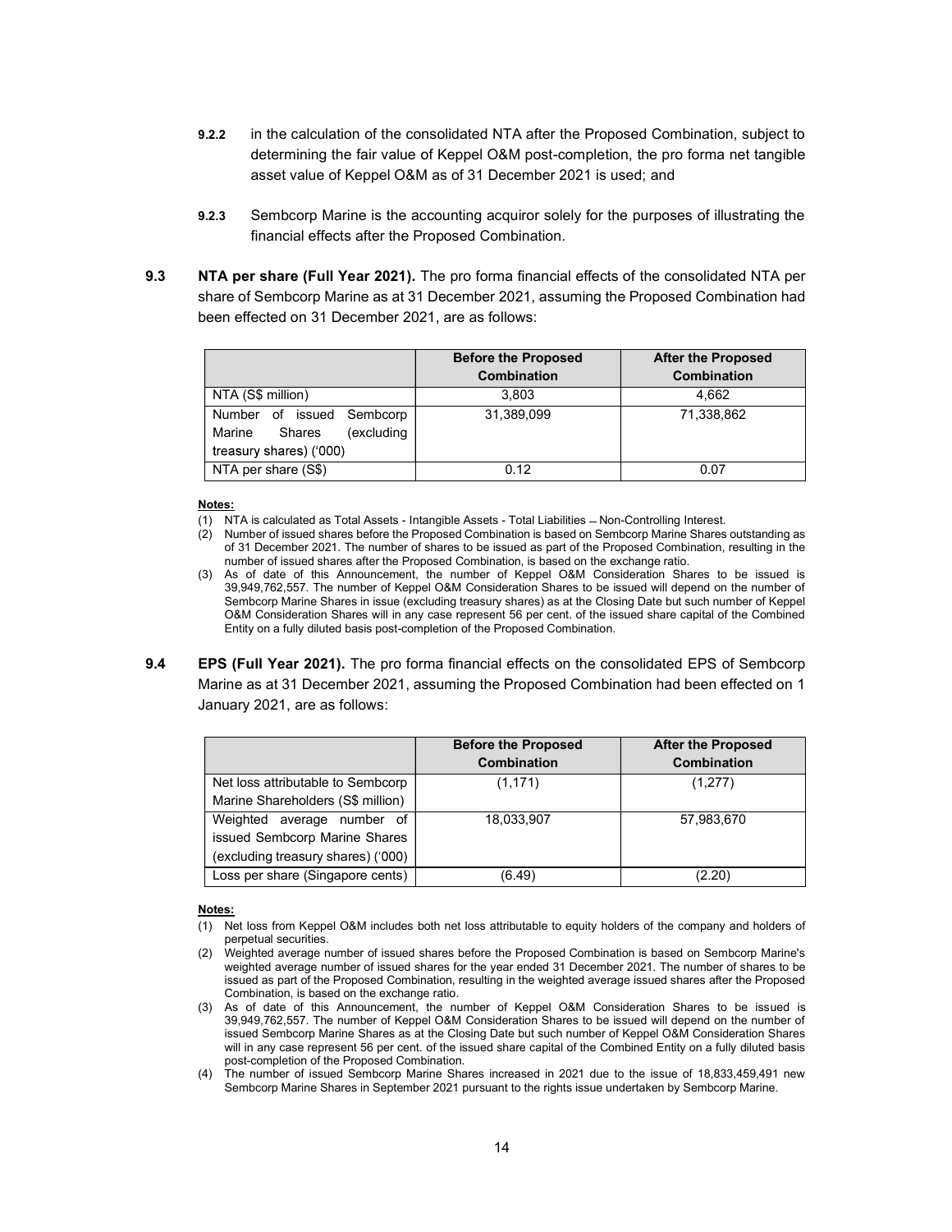**9.2.2** in the calculation of the consolidated NTA after the Proposed Combination, subject to determining the fair value of Keppel O&M post-completion, the pro forma net tangible asset value of Keppel O&M as of 31 December 2021 is used; and

**9.2.3** Sembcorp Marine is the accounting acquiror solely for the purposes of illustrating the financial effects after the Proposed Combination.

**9.3 NTA per share (Full Year 2021).** The pro forma financial effects of the consolidated NTA per share of Sembcorp Marine as at 31 December 2021, assuming the Proposed Combination had been effected on 31 December 2021, are as follows:

| | Before the Proposed Combination | After the Proposed Combination |
|---|---|---|
| NTA (S$ million) | 3,803 | 4,662 |
| Number of issued Sembcorp Marine Shares (excluding treasury shares) ('000) | 31,389,099 | 71,338,862 |
| NTA per share (S$) | 0.12 | 0.07 |

**Notes:**

(1) NTA is calculated as Total Assets - Intangible Assets - Total Liabilities – Non-Controlling Interest.

(2) Number of issued shares before the Proposed Combination is based on Sembcorp Marine Shares outstanding as of 31 December 2021. The number of shares to be issued as part of the Proposed Combination, resulting in the number of issued shares after the Proposed Combination, is based on the exchange ratio.

(3) As of date of this Announcement, the number of Keppel O&M Consideration Shares to be issued is 39,949,762,557. The number of Keppel O&M Consideration Shares to be issued will depend on the number of Sembcorp Marine Shares in issue (excluding treasury shares) as at the Closing Date but such number of Keppel O&M Consideration Shares will in any case represent 56 per cent. of the issued share capital of the Combined Entity on a fully diluted basis post-completion of the Proposed Combination.

**9.4 EPS (Full Year 2021).** The pro forma financial effects on the consolidated EPS of Sembcorp Marine as at 31 December 2021, assuming the Proposed Combination had been effected on 1 January 2021, are as follows:

| | Before the Proposed Combination | After the Proposed Combination |
|---|---|---|
| Net loss attributable to Sembcorp Marine Shareholders (S$ million) | (1,171) | (1,277) |
| Weighted average number of issued Sembcorp Marine Shares (excluding treasury shares) ('000) | 18,033,907 | 57,983,670 |
| Loss per share (Singapore cents) | (6.49) | (2.20) |

**Notes:**

(1) Net loss from Keppel O&M includes both net loss attributable to equity holders of the company and holders of perpetual securities.

(2) Weighted average number of issued shares before the Proposed Combination is based on Sembcorp Marine's weighted average number of issued shares for the year ended 31 December 2021. The number of shares to be issued as part of the Proposed Combination, resulting in the weighted average issued shares after the Proposed Combination, is based on the exchange ratio.

(3) As of date of this Announcement, the number of Keppel O&M Consideration Shares to be issued is 39,949,762,557. The number of Keppel O&M Consideration Shares to be issued will depend on the number of issued Sembcorp Marine Shares as at the Closing Date but such number of Keppel O&M Consideration Shares will in any case represent 56 per cent. of the issued share capital of the Combined Entity on a fully diluted basis post-completion of the Proposed Combination.

(4) The number of issued Sembcorp Marine Shares increased in 2021 due to the issue of 18,833,459,491 new Sembcorp Marine Shares in September 2021 pursuant to the rights issue undertaken by Sembcorp Marine.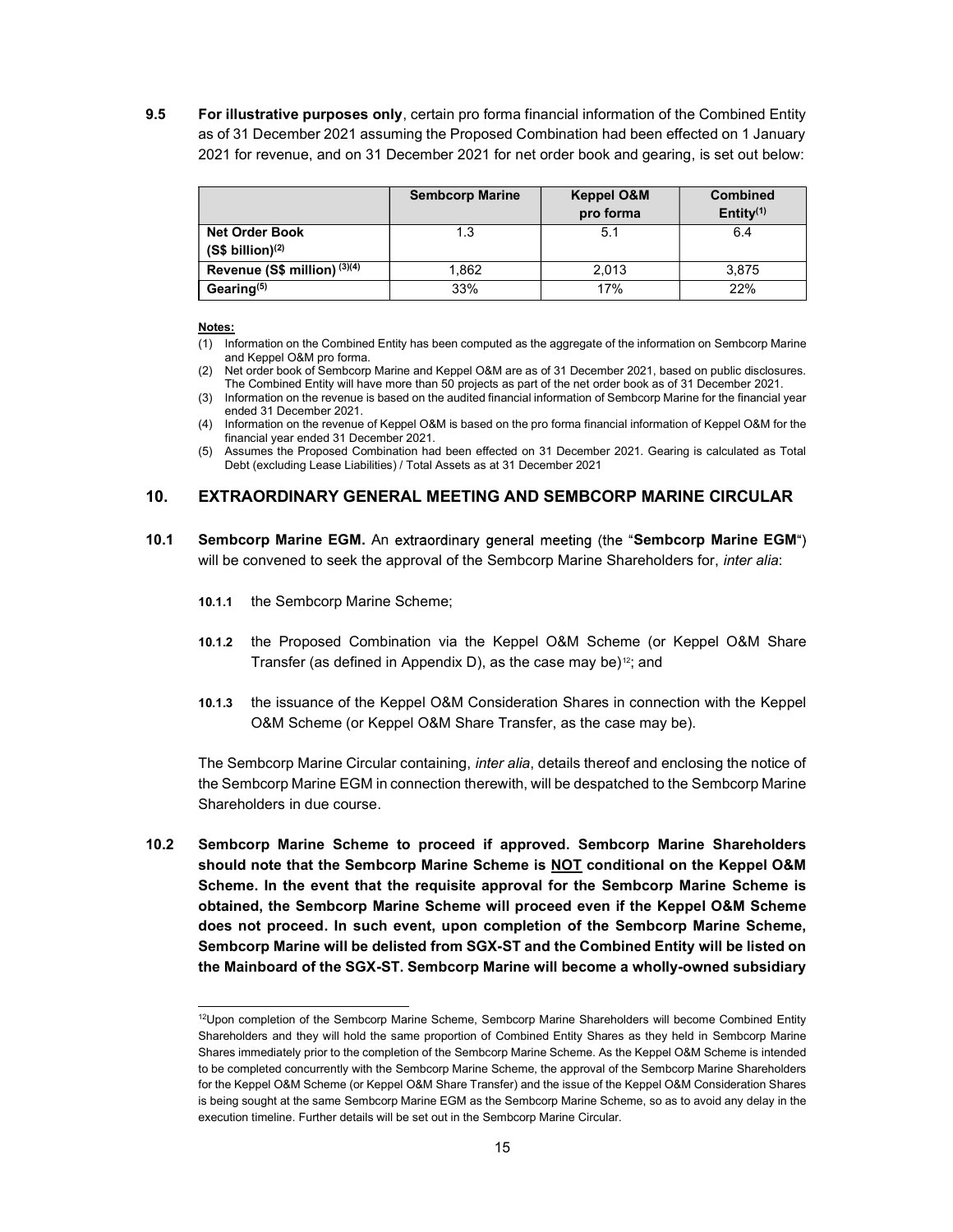**9.5** **For illustrative purposes only**, certain pro forma financial information of the Combined Entity as of 31 December 2021 assuming the Proposed Combination had been effected on 1 January 2021 for revenue, and on 31 December 2021 for net order book and gearing, is set out below:

| | Sembcorp Marine | Keppel O&M pro forma | Combined Entity[(1)] |
|---|---|---|---|
| **Net Order Book (S$ billion)[(2)]** | 1.3 | 5.1 | 6.4 |
| **Revenue (S$ million)[(3)(4)]** | 1,862 | 2,013 | 3,875 |
| **Gearing[(5)]** | 33% | 17% | 22% |

**Notes:**

(1) Information on the Combined Entity has been computed as the aggregate of the information on Sembcorp Marine and Keppel O&M pro forma.

(2) Net order book of Sembcorp Marine and Keppel O&M are as of 31 December 2021, based on public disclosures. The Combined Entity will have more than 50 projects as part of the net order book as of 31 December 2021.

(3) Information on the revenue is based on the audited financial information of Sembcorp Marine for the financial year ended 31 December 2021.

(4) Information on the revenue of Keppel O&M is based on the pro forma financial information of Keppel O&M for the financial year ended 31 December 2021.

(5) Assumes the Proposed Combination had been effected on 31 December 2021. Gearing is calculated as Total Debt (excluding Lease Liabilities) / Total Assets as at 31 December 2021

## 10. EXTRAORDINARY GENERAL MEETING AND SEMBCORP MARINE CIRCULAR

**10.1** **Sembcorp Marine EGM.** An extraordinary general meeting (the "**Sembcorp Marine EGM**") will be convened to seek the approval of the Sembcorp Marine Shareholders for, *inter alia*:

**10.1.1** the Sembcorp Marine Scheme;

**10.1.2** the Proposed Combination via the Keppel O&M Scheme (or Keppel O&M Share Transfer (as defined in Appendix D), as the case may be)[12]; and

**10.1.3** the issuance of the Keppel O&M Consideration Shares in connection with the Keppel O&M Scheme (or Keppel O&M Share Transfer, as the case may be).

The Sembcorp Marine Circular containing, *inter alia*, details thereof and enclosing the notice of the Sembcorp Marine EGM in connection therewith, will be despatched to the Sembcorp Marine Shareholders in due course.

**10.2** **Sembcorp Marine Scheme to proceed if approved. Sembcorp Marine Shareholders should note that the Sembcorp Marine Scheme is <u>NOT</u> conditional on the Keppel O&M Scheme. In the event that the requisite approval for the Sembcorp Marine Scheme is obtained, the Sembcorp Marine Scheme will proceed even if the Keppel O&M Scheme does not proceed. In such event, upon completion of the Sembcorp Marine Scheme, Sembcorp Marine will be delisted from SGX-ST and the Combined Entity will be listed on the Mainboard of the SGX-ST. Sembcorp Marine will become a wholly-owned subsidiary**

---

[12] Upon completion of the Sembcorp Marine Scheme, Sembcorp Marine Shareholders will become Combined Entity Shareholders and they will hold the same proportion of Combined Entity Shares as they held in Sembcorp Marine Shares immediately prior to the completion of the Sembcorp Marine Scheme. As the Keppel O&M Scheme is intended to be completed concurrently with the Sembcorp Marine Scheme, the approval of the Sembcorp Marine Shareholders for the Keppel O&M Scheme (or Keppel O&M Share Transfer) and the issue of the Keppel O&M Consideration Shares is being sought at the same Sembcorp Marine EGM as the Sembcorp Marine Scheme, so as to avoid any delay in the execution timeline. Further details will be set out in the Sembcorp Marine Circular.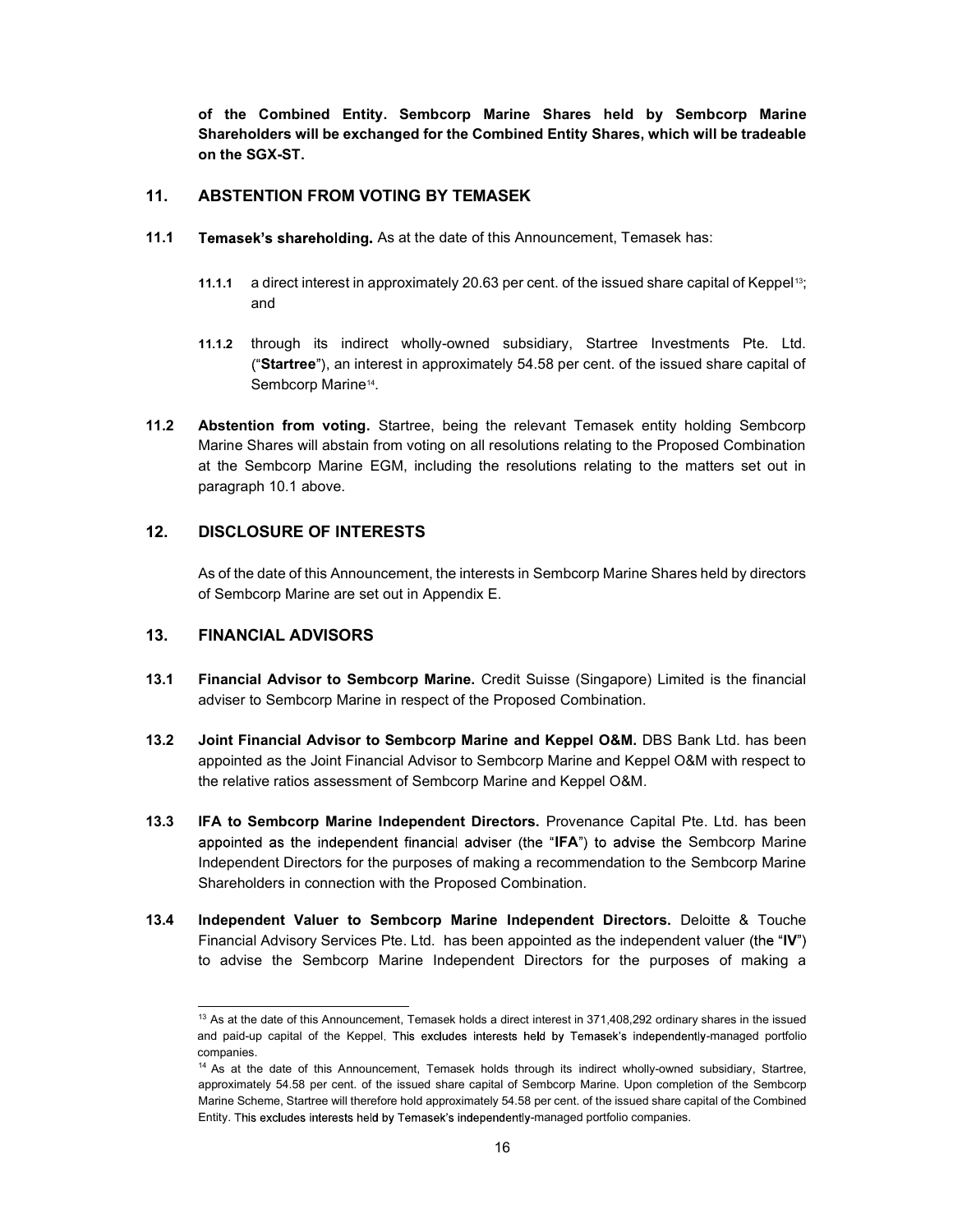**of the Combined Entity. Sembcorp Marine Shares held by Sembcorp Marine Shareholders will be exchanged for the Combined Entity Shares, which will be tradeable on the SGX-ST.**

## 11. ABSTENTION FROM VOTING BY TEMASEK

**11.1 Temasek's shareholding.** As at the date of this Announcement, Temasek has:

**11.1.1** a direct interest in approximately 20.63 per cent. of the issued share capital of Keppel[13]; and

**11.1.2** through its indirect wholly-owned subsidiary, Startree Investments Pte. Ltd. ("**Startree**"), an interest in approximately 54.58 per cent. of the issued share capital of Sembcorp Marine[14].

**11.2 Abstention from voting.** Startree, being the relevant Temasek entity holding Sembcorp Marine Shares will abstain from voting on all resolutions relating to the Proposed Combination at the Sembcorp Marine EGM, including the resolutions relating to the matters set out in paragraph 10.1 above.

## 12. DISCLOSURE OF INTERESTS

As of the date of this Announcement, the interests in Sembcorp Marine Shares held by directors of Sembcorp Marine are set out in Appendix E.

## 13. FINANCIAL ADVISORS

**13.1 Financial Advisor to Sembcorp Marine.** Credit Suisse (Singapore) Limited is the financial adviser to Sembcorp Marine in respect of the Proposed Combination.

**13.2 Joint Financial Advisor to Sembcorp Marine and Keppel O&M.** DBS Bank Ltd. has been appointed as the Joint Financial Advisor to Sembcorp Marine and Keppel O&M with respect to the relative ratios assessment of Sembcorp Marine and Keppel O&M.

**13.3 IFA to Sembcorp Marine Independent Directors.** Provenance Capital Pte. Ltd. has been appointed as the independent financial adviser (the "**IFA**") to advise the Sembcorp Marine Independent Directors for the purposes of making a recommendation to the Sembcorp Marine Shareholders in connection with the Proposed Combination.

**13.4 Independent Valuer to Sembcorp Marine Independent Directors.** Deloitte & Touche Financial Advisory Services Pte. Ltd. has been appointed as the independent valuer (the "**IV**") to advise the Sembcorp Marine Independent Directors for the purposes of making a

---

[13] As at the date of this Announcement, Temasek holds a direct interest in 371,408,292 ordinary shares in the issued and paid-up capital of the Keppel. This excludes interests held by Temasek's independently-managed portfolio companies.

[14] As at the date of this Announcement, Temasek holds through its indirect wholly-owned subsidiary, Startree, approximately 54.58 per cent. of the issued share capital of Sembcorp Marine. Upon completion of the Sembcorp Marine Scheme, Startree will therefore hold approximately 54.58 per cent. of the issued share capital of the Combined Entity. This excludes interests held by Temasek's independently-managed portfolio companies.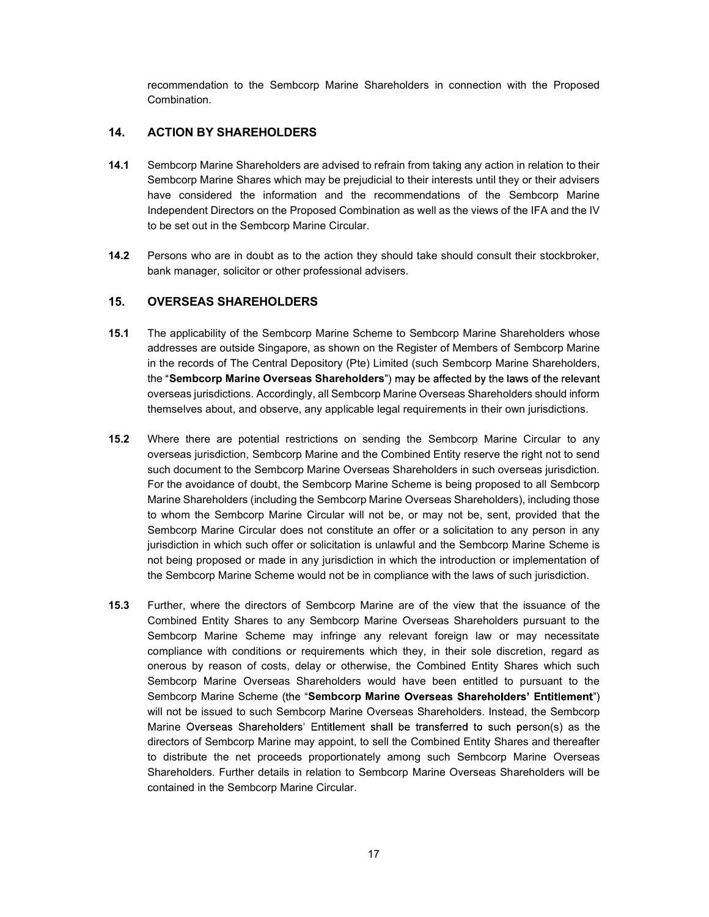recommendation to the Sembcorp Marine Shareholders in connection with the Proposed Combination.

## 14. ACTION BY SHAREHOLDERS

**14.1** Sembcorp Marine Shareholders are advised to refrain from taking any action in relation to their Sembcorp Marine Shares which may be prejudicial to their interests until they or their advisers have considered the information and the recommendations of the Sembcorp Marine Independent Directors on the Proposed Combination as well as the views of the IFA and the IV to be set out in the Sembcorp Marine Circular.

**14.2** Persons who are in doubt as to the action they should take should consult their stockbroker, bank manager, solicitor or other professional advisers.

## 15. OVERSEAS SHAREHOLDERS

**15.1** The applicability of the Sembcorp Marine Scheme to Sembcorp Marine Shareholders whose addresses are outside Singapore, as shown on the Register of Members of Sembcorp Marine in the records of The Central Depository (Pte) Limited (such Sembcorp Marine Shareholders, the "**Sembcorp Marine Overseas Shareholders**") may be affected by the laws of the relevant overseas jurisdictions. Accordingly, all Sembcorp Marine Overseas Shareholders should inform themselves about, and observe, any applicable legal requirements in their own jurisdictions.

**15.2** Where there are potential restrictions on sending the Sembcorp Marine Circular to any overseas jurisdiction, Sembcorp Marine and the Combined Entity reserve the right not to send such document to the Sembcorp Marine Overseas Shareholders in such overseas jurisdiction. For the avoidance of doubt, the Sembcorp Marine Scheme is being proposed to all Sembcorp Marine Shareholders (including the Sembcorp Marine Overseas Shareholders), including those to whom the Sembcorp Marine Circular will not be, or may not be, sent, provided that the Sembcorp Marine Circular does not constitute an offer or a solicitation to any person in any jurisdiction in which such offer or solicitation is unlawful and the Sembcorp Marine Scheme is not being proposed or made in any jurisdiction in which the introduction or implementation of the Sembcorp Marine Scheme would not be in compliance with the laws of such jurisdiction.

**15.3** Further, where the directors of Sembcorp Marine are of the view that the issuance of the Combined Entity Shares to any Sembcorp Marine Overseas Shareholders pursuant to the Sembcorp Marine Scheme may infringe any relevant foreign law or may necessitate compliance with conditions or requirements which they, in their sole discretion, regard as onerous by reason of costs, delay or otherwise, the Combined Entity Shares which such Sembcorp Marine Overseas Shareholders would have been entitled to pursuant to the Sembcorp Marine Scheme (the "**Sembcorp Marine Overseas Shareholders' Entitlement**") will not be issued to such Sembcorp Marine Overseas Shareholders. Instead, the Sembcorp Marine Overseas Shareholders' Entitlement shall be transferred to such person(s) as the directors of Sembcorp Marine may appoint, to sell the Combined Entity Shares and thereafter to distribute the net proceeds proportionately among such Sembcorp Marine Overseas Shareholders. Further details in relation to Sembcorp Marine Overseas Shareholders will be contained in the Sembcorp Marine Circular.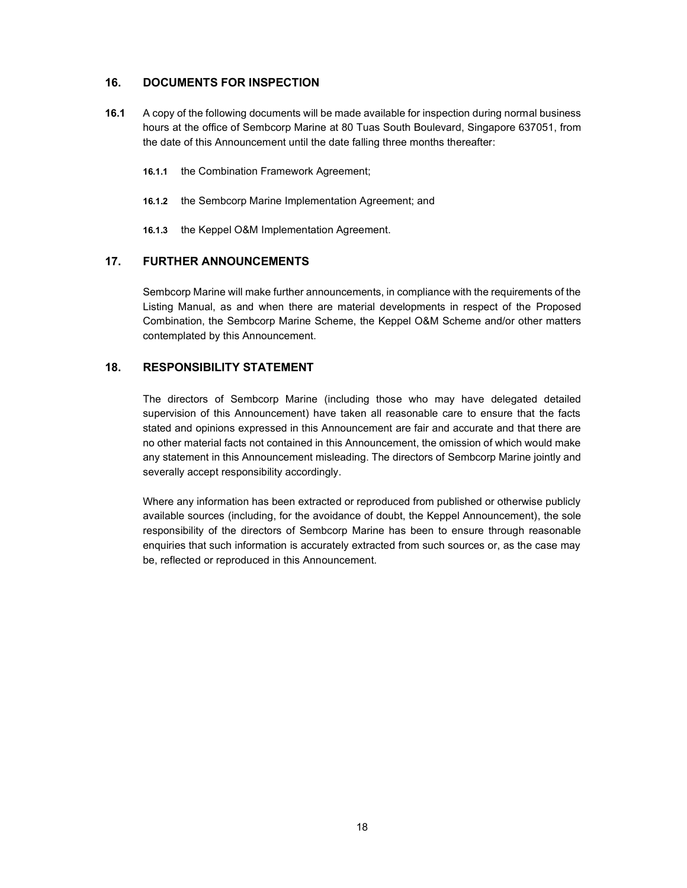## 16. DOCUMENTS FOR INSPECTION

**16.1** A copy of the following documents will be made available for inspection during normal business hours at the office of Sembcorp Marine at 80 Tuas South Boulevard, Singapore 637051, from the date of this Announcement until the date falling three months thereafter:

**16.1.1** the Combination Framework Agreement;

**16.1.2** the Sembcorp Marine Implementation Agreement; and

**16.1.3** the Keppel O&M Implementation Agreement.

## 17. FURTHER ANNOUNCEMENTS

Sembcorp Marine will make further announcements, in compliance with the requirements of the Listing Manual, as and when there are material developments in respect of the Proposed Combination, the Sembcorp Marine Scheme, the Keppel O&M Scheme and/or other matters contemplated by this Announcement.

## 18. RESPONSIBILITY STATEMENT

The directors of Sembcorp Marine (including those who may have delegated detailed supervision of this Announcement) have taken all reasonable care to ensure that the facts stated and opinions expressed in this Announcement are fair and accurate and that there are no other material facts not contained in this Announcement, the omission of which would make any statement in this Announcement misleading. The directors of Sembcorp Marine jointly and severally accept responsibility accordingly.

Where any information has been extracted or reproduced from published or otherwise publicly available sources (including, for the avoidance of doubt, the Keppel Announcement), the sole responsibility of the directors of Sembcorp Marine has been to ensure through reasonable enquiries that such information is accurately extracted from such sources or, as the case may be, reflected or reproduced in this Announcement.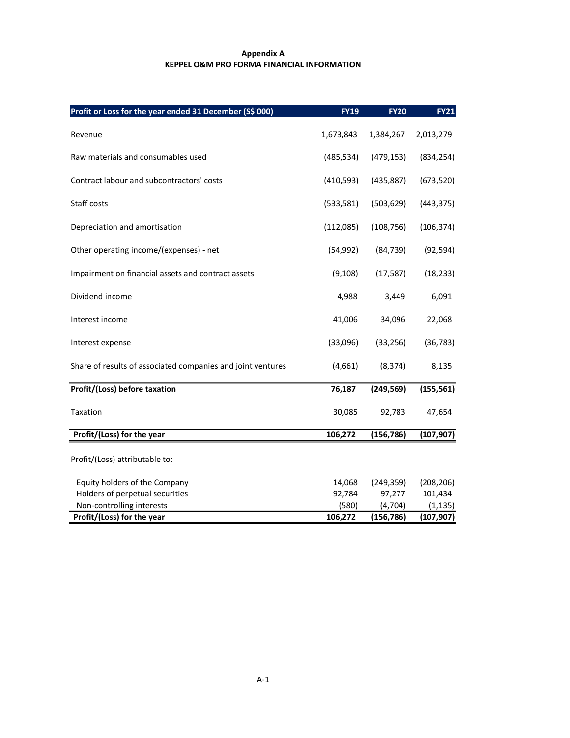**Appendix A**
**KEPPEL O&M PRO FORMA FINANCIAL INFORMATION**

| Profit or Loss for the year ended 31 December (S$'000) | FY19 | FY20 | FY21 |
|---|---|---|---|
| Revenue | 1,673,843 | 1,384,267 | 2,013,279 |
| Raw materials and consumables used | (485,534) | (479,153) | (834,254) |
| Contract labour and subcontractors' costs | (410,593) | (435,887) | (673,520) |
| Staff costs | (533,581) | (503,629) | (443,375) |
| Depreciation and amortisation | (112,085) | (108,756) | (106,374) |
| Other operating income/(expenses) - net | (54,992) | (84,739) | (92,594) |
| Impairment on financial assets and contract assets | (9,108) | (17,587) | (18,233) |
| Dividend income | 4,988 | 3,449 | 6,091 |
| Interest income | 41,006 | 34,096 | 22,068 |
| Interest expense | (33,096) | (33,256) | (36,783) |
| Share of results of associated companies and joint ventures | (4,661) | (8,374) | 8,135 |
| **Profit/(Loss) before taxation** | **76,187** | **(249,569)** | **(155,561)** |
| Taxation | 30,085 | 92,783 | 47,654 |
| **Profit/(Loss) for the year** | **106,272** | **(156,786)** | **(107,907)** |
| Profit/(Loss) attributable to: | | | |
| Equity holders of the Company | 14,068 | (249,359) | (208,206) |
| Holders of perpetual securities | 92,784 | 97,277 | 101,434 |
| Non-controlling interests | (580) | (4,704) | (1,135) |
| **Profit/(Loss) for the year** | **106,272** | **(156,786)** | **(107,907)** |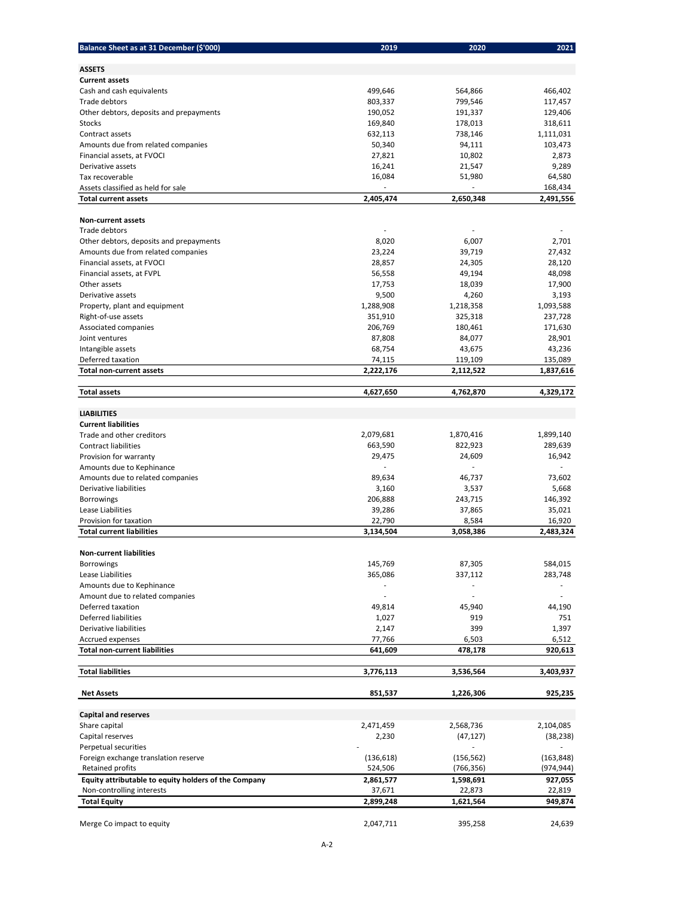| Balance Sheet as at 31 December ($'000) | 2019 | 2020 | 2021 |
|---|---|---|---|
| **ASSETS** | | | |
| **Current assets** | | | |
| Cash and cash equivalents | 499,646 | 564,866 | 466,402 |
| Trade debtors | 803,337 | 799,546 | 117,457 |
| Other debtors, deposits and prepayments | 190,052 | 191,337 | 129,406 |
| Stocks | 169,840 | 178,013 | 318,611 |
| Contract assets | 632,113 | 738,146 | 1,111,031 |
| Amounts due from related companies | 50,340 | 94,111 | 103,473 |
| Financial assets, at FVOCI | 27,821 | 10,802 | 2,873 |
| Derivative assets | 16,241 | 21,547 | 9,289 |
| Tax recoverable | 16,084 | 51,980 | 64,580 |
| Assets classified as held for sale | - | - | 168,434 |
| **Total current assets** | **2,405,474** | **2,650,348** | **2,491,556** |
| | | | |
| **Non-current assets** | | | |
| Trade debtors | - | - | - |
| Other debtors, deposits and prepayments | 8,020 | 6,007 | 2,701 |
| Amounts due from related companies | 23,224 | 39,719 | 27,432 |
| Financial assets, at FVOCI | 28,857 | 24,305 | 28,120 |
| Financial assets, at FVPL | 56,558 | 49,194 | 48,098 |
| Other assets | 17,753 | 18,039 | 17,900 |
| Derivative assets | 9,500 | 4,260 | 3,193 |
| Property, plant and equipment | 1,288,908 | 1,218,358 | 1,093,588 |
| Right-of-use assets | 351,910 | 325,318 | 237,728 |
| Associated companies | 206,769 | 180,461 | 171,630 |
| Joint ventures | 87,808 | 84,077 | 28,901 |
| Intangible assets | 68,754 | 43,675 | 43,236 |
| Deferred taxation | 74,115 | 119,109 | 135,089 |
| **Total non-current assets** | **2,222,176** | **2,112,522** | **1,837,616** |
| | | | |
| **Total assets** | **4,627,650** | **4,762,870** | **4,329,172** |
| | | | |
| **LIABILITIES** | | | |
| **Current liabilities** | | | |
| Trade and other creditors | 2,079,681 | 1,870,416 | 1,899,140 |
| Contract liabilities | 663,590 | 822,923 | 289,639 |
| Provision for warranty | 29,475 | 24,609 | 16,942 |
| Amounts due to Kephinance | - | - | - |
| Amounts due to related companies | 89,634 | 46,737 | 73,602 |
| Derivative liabilities | 3,160 | 3,537 | 5,668 |
| Borrowings | 206,888 | 243,715 | 146,392 |
| Lease Liabilities | 39,286 | 37,865 | 35,021 |
| Provision for taxation | 22,790 | 8,584 | 16,920 |
| **Total current liabilities** | **3,134,504** | **3,058,386** | **2,483,324** |
| | | | |
| **Non-current liabilities** | | | |
| Borrowings | 145,769 | 87,305 | 584,015 |
| Lease Liabilities | 365,086 | 337,112 | 283,748 |
| Amounts due to Kephinance | - | - | - |
| Amount due to related companies | - | - | - |
| Deferred taxation | 49,814 | 45,940 | 44,190 |
| Deferred liabilities | 1,027 | 919 | 751 |
| Derivative liabilities | 2,147 | 399 | 1,397 |
| Accrued expenses | 77,766 | 6,503 | 6,512 |
| **Total non-current liabilities** | **641,609** | **478,178** | **920,613** |
| | | | |
| **Total liabilities** | **3,776,113** | **3,536,564** | **3,403,937** |
| | | | |
| **Net Assets** | **851,537** | **1,226,306** | **925,235** |
| | | | |
| **Capital and reserves** | | | |
| Share capital | 2,471,459 | 2,568,736 | 2,104,085 |
| Capital reserves | 2,230 | (47,127) | (38,238) |
| Perpetual securities | - | - | - |
| Foreign exchange translation reserve | (136,618) | (156,562) | (163,848) |
| Retained profits | 524,506 | (766,356) | (974,944) |
| **Equity attributable to equity holders of the Company** | **2,861,577** | **1,598,691** | **927,055** |
| Non-controlling interests | 37,671 | 22,873 | 22,819 |
| **Total Equity** | **2,899,248** | **1,621,564** | **949,874** |
| | | | |
| Merge Co impact to equity | 2,047,711 | 395,258 | 24,639 |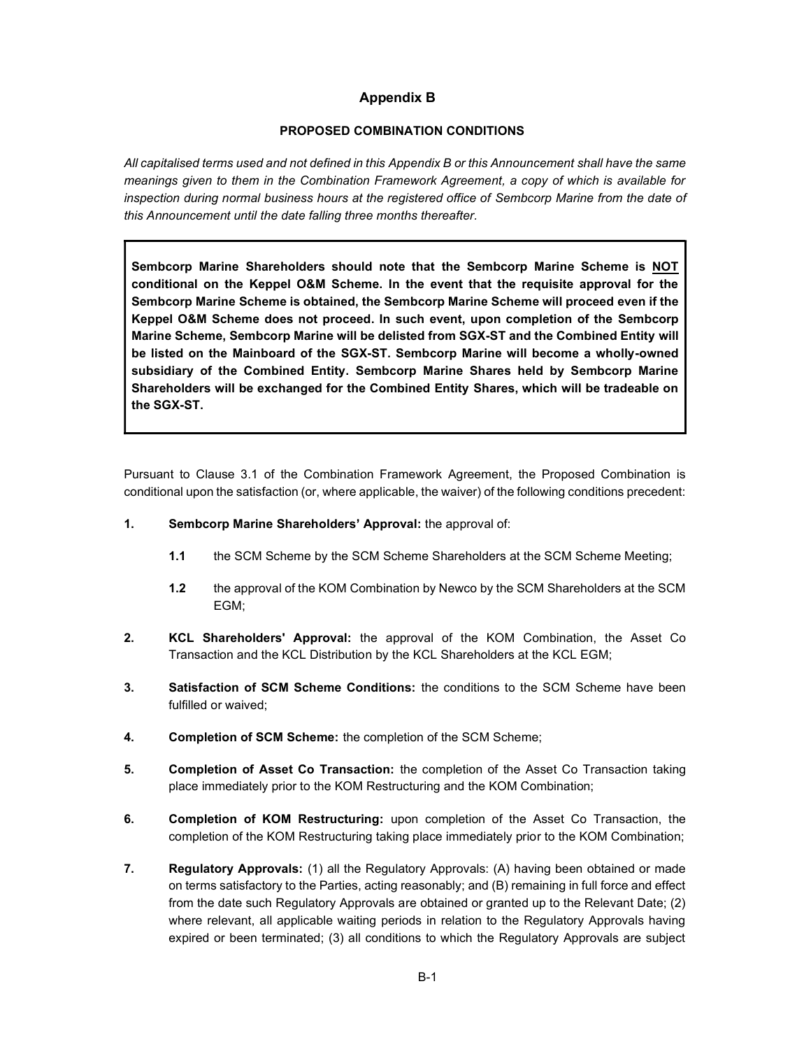# Appendix B

## PROPOSED COMBINATION CONDITIONS

*All capitalised terms used and not defined in this Appendix B or this Announcement shall have the same meanings given to them in the Combination Framework Agreement, a copy of which is available for inspection during normal business hours at the registered office of Sembcorp Marine from the date of this Announcement until the date falling three months thereafter.*

> **Sembcorp Marine Shareholders should note that the Sembcorp Marine Scheme is NOT conditional on the Keppel O&M Scheme. In the event that the requisite approval for the Sembcorp Marine Scheme is obtained, the Sembcorp Marine Scheme will proceed even if the Keppel O&M Scheme does not proceed. In such event, upon completion of the Sembcorp Marine Scheme, Sembcorp Marine will be delisted from SGX-ST and the Combined Entity will be listed on the Mainboard of the SGX-ST. Sembcorp Marine will become a wholly-owned subsidiary of the Combined Entity. Sembcorp Marine Shares held by Sembcorp Marine Shareholders will be exchanged for the Combined Entity Shares, which will be tradeable on the SGX-ST.**

Pursuant to Clause 3.1 of the Combination Framework Agreement, the Proposed Combination is conditional upon the satisfaction (or, where applicable, the waiver) of the following conditions precedent:

**1. Sembcorp Marine Shareholders' Approval:** the approval of:

- **1.1** the SCM Scheme by the SCM Scheme Shareholders at the SCM Scheme Meeting;
- **1.2** the approval of the KOM Combination by Newco by the SCM Shareholders at the SCM EGM;

**2. KCL Shareholders' Approval:** the approval of the KOM Combination, the Asset Co Transaction and the KCL Distribution by the KCL Shareholders at the KCL EGM;

**3. Satisfaction of SCM Scheme Conditions:** the conditions to the SCM Scheme have been fulfilled or waived;

**4. Completion of SCM Scheme:** the completion of the SCM Scheme;

**5. Completion of Asset Co Transaction:** the completion of the Asset Co Transaction taking place immediately prior to the KOM Restructuring and the KOM Combination;

**6. Completion of KOM Restructuring:** upon completion of the Asset Co Transaction, the completion of the KOM Restructuring taking place immediately prior to the KOM Combination;

**7. Regulatory Approvals:** (1) all the Regulatory Approvals: (A) having been obtained or made on terms satisfactory to the Parties, acting reasonably; and (B) remaining in full force and effect from the date such Regulatory Approvals are obtained or granted up to the Relevant Date; (2) where relevant, all applicable waiting periods in relation to the Regulatory Approvals having expired or been terminated; (3) all conditions to which the Regulatory Approvals are subject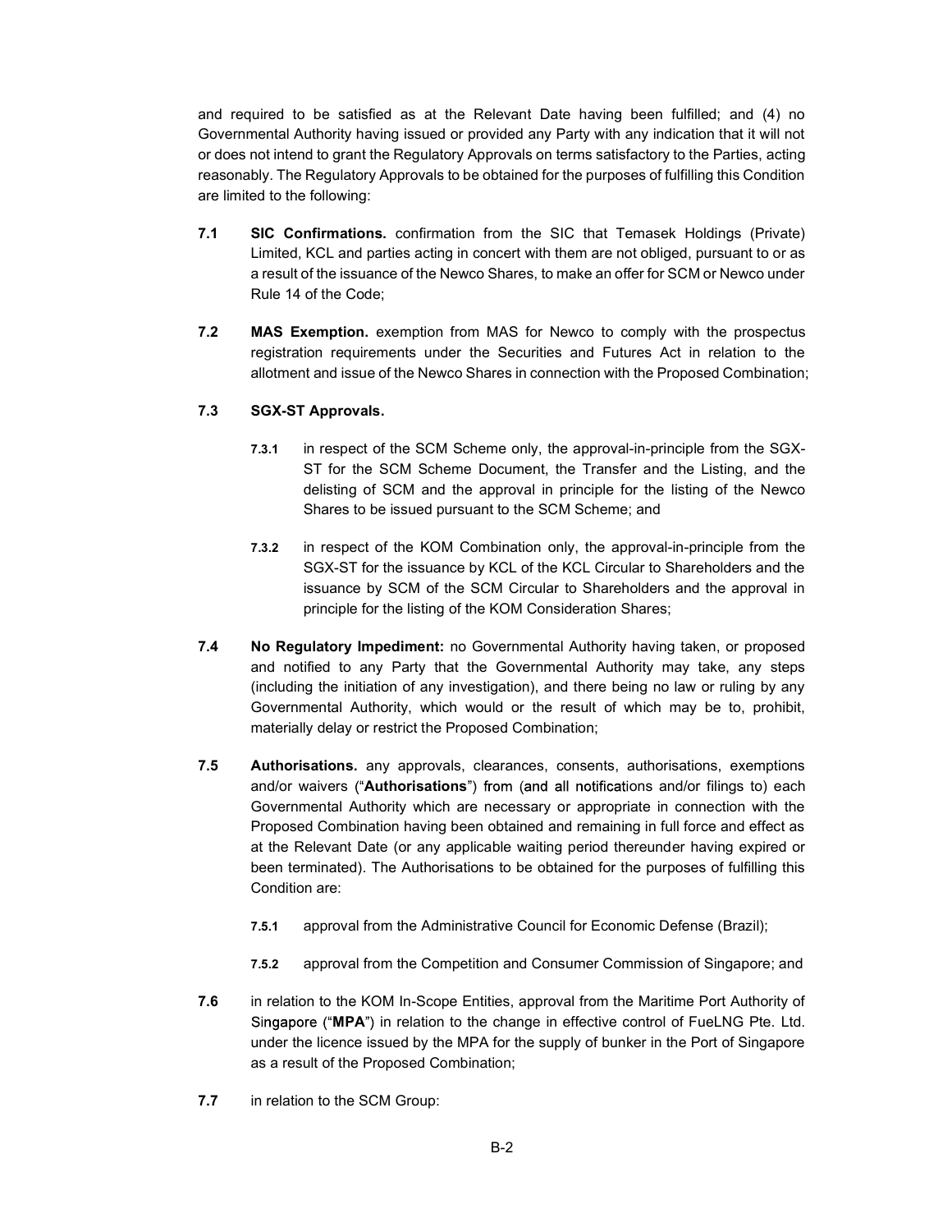and required to be satisfied as at the Relevant Date having been fulfilled; and (4) no Governmental Authority having issued or provided any Party with any indication that it will not or does not intend to grant the Regulatory Approvals on terms satisfactory to the Parties, acting reasonably. The Regulatory Approvals to be obtained for the purposes of fulfilling this Condition are limited to the following:

**7.1** **SIC Confirmations.** confirmation from the SIC that Temasek Holdings (Private) Limited, KCL and parties acting in concert with them are not obliged, pursuant to or as a result of the issuance of the Newco Shares, to make an offer for SCM or Newco under Rule 14 of the Code;

**7.2** **MAS Exemption.** exemption from MAS for Newco to comply with the prospectus registration requirements under the Securities and Futures Act in relation to the allotment and issue of the Newco Shares in connection with the Proposed Combination;

**7.3** **SGX-ST Approvals.**

**7.3.1** in respect of the SCM Scheme only, the approval-in-principle from the SGX-ST for the SCM Scheme Document, the Transfer and the Listing, and the delisting of SCM and the approval in principle for the listing of the Newco Shares to be issued pursuant to the SCM Scheme; and

**7.3.2** in respect of the KOM Combination only, the approval-in-principle from the SGX-ST for the issuance by KCL of the KCL Circular to Shareholders and the issuance by SCM of the SCM Circular to Shareholders and the approval in principle for the listing of the KOM Consideration Shares;

**7.4** **No Regulatory Impediment:** no Governmental Authority having taken, or proposed and notified to any Party that the Governmental Authority may take, any steps (including the initiation of any investigation), and there being no law or ruling by any Governmental Authority, which would or the result of which may be to, prohibit, materially delay or restrict the Proposed Combination;

**7.5** **Authorisations.** any approvals, clearances, consents, authorisations, exemptions and/or waivers ("**Authorisations**") from (and all notifications and/or filings to) each Governmental Authority which are necessary or appropriate in connection with the Proposed Combination having been obtained and remaining in full force and effect as at the Relevant Date (or any applicable waiting period thereunder having expired or been terminated). The Authorisations to be obtained for the purposes of fulfilling this Condition are:

**7.5.1** approval from the Administrative Council for Economic Defense (Brazil);

**7.5.2** approval from the Competition and Consumer Commission of Singapore; and

**7.6** in relation to the KOM In-Scope Entities, approval from the Maritime Port Authority of Singapore ("**MPA**") in relation to the change in effective control of FueLNG Pte. Ltd. under the licence issued by the MPA for the supply of bunker in the Port of Singapore as a result of the Proposed Combination;

**7.7** in relation to the SCM Group: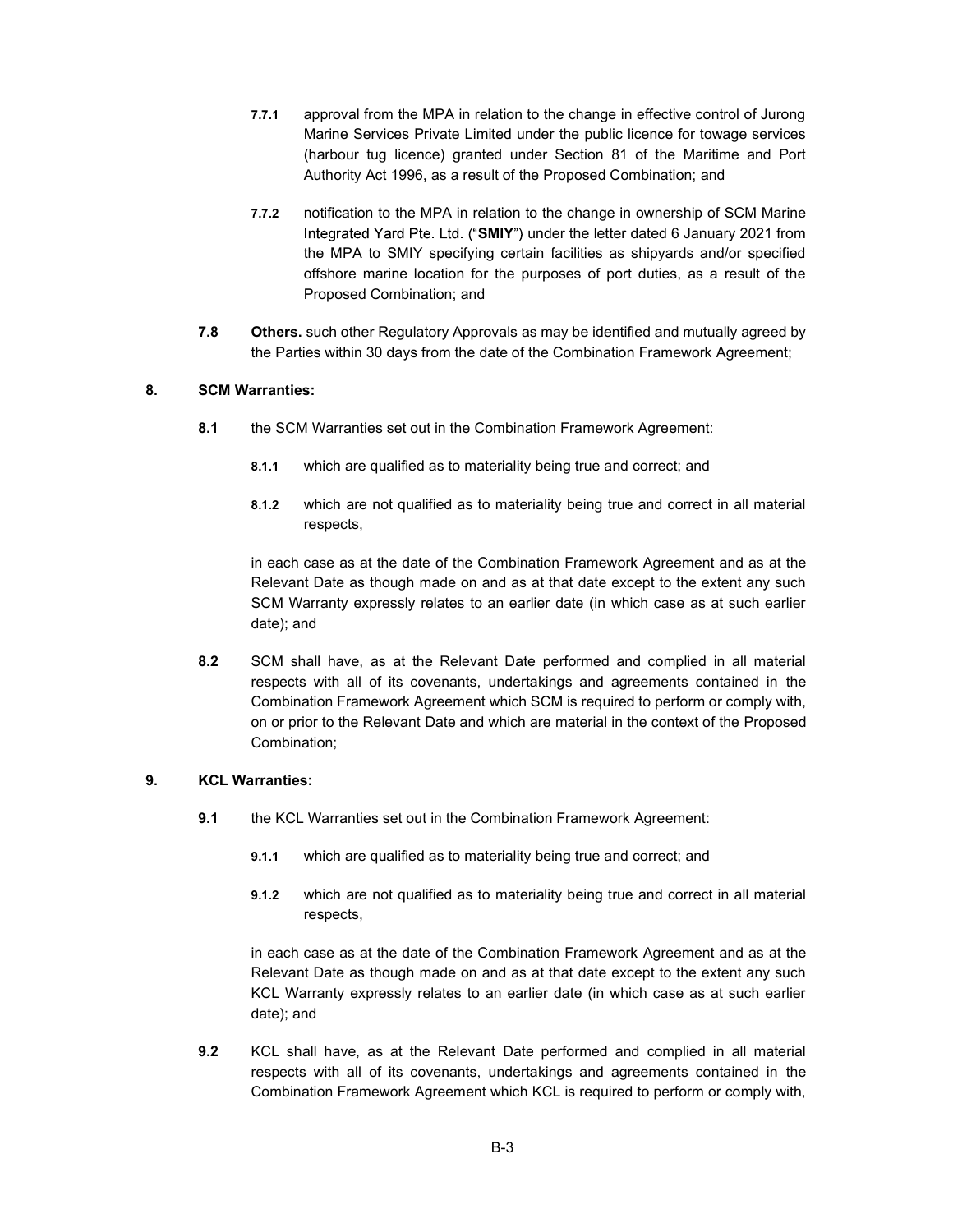**7.7.1** approval from the MPA in relation to the change in effective control of Jurong Marine Services Private Limited under the public licence for towage services (harbour tug licence) granted under Section 81 of the Maritime and Port Authority Act 1996, as a result of the Proposed Combination; and

**7.7.2** notification to the MPA in relation to the change in ownership of SCM Marine Integrated Yard Pte. Ltd. ("**SMIY**") under the letter dated 6 January 2021 from the MPA to SMIY specifying certain facilities as shipyards and/or specified offshore marine location for the purposes of port duties, as a result of the Proposed Combination; and

**7.8** **Others.** such other Regulatory Approvals as may be identified and mutually agreed by the Parties within 30 days from the date of the Combination Framework Agreement;

**8. SCM Warranties:**

**8.1** the SCM Warranties set out in the Combination Framework Agreement:

**8.1.1** which are qualified as to materiality being true and correct; and

**8.1.2** which are not qualified as to materiality being true and correct in all material respects,

in each case as at the date of the Combination Framework Agreement and as at the Relevant Date as though made on and as at that date except to the extent any such SCM Warranty expressly relates to an earlier date (in which case as at such earlier date); and

**8.2** SCM shall have, as at the Relevant Date performed and complied in all material respects with all of its covenants, undertakings and agreements contained in the Combination Framework Agreement which SCM is required to perform or comply with, on or prior to the Relevant Date and which are material in the context of the Proposed Combination;

**9. KCL Warranties:**

**9.1** the KCL Warranties set out in the Combination Framework Agreement:

**9.1.1** which are qualified as to materiality being true and correct; and

**9.1.2** which are not qualified as to materiality being true and correct in all material respects,

in each case as at the date of the Combination Framework Agreement and as at the Relevant Date as though made on and as at that date except to the extent any such KCL Warranty expressly relates to an earlier date (in which case as at such earlier date); and

**9.2** KCL shall have, as at the Relevant Date performed and complied in all material respects with all of its covenants, undertakings and agreements contained in the Combination Framework Agreement which KCL is required to perform or comply with,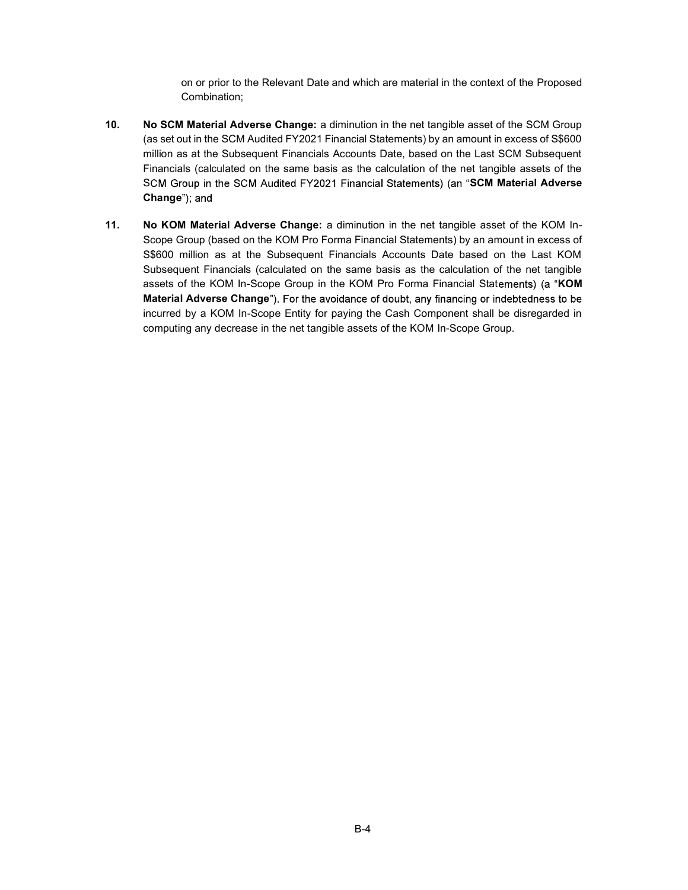on or prior to the Relevant Date and which are material in the context of the Proposed Combination;

10. **No SCM Material Adverse Change:** a diminution in the net tangible asset of the SCM Group (as set out in the SCM Audited FY2021 Financial Statements) by an amount in excess of S$600 million as at the Subsequent Financials Accounts Date, based on the Last SCM Subsequent Financials (calculated on the same basis as the calculation of the net tangible assets of the SCM Group in the SCM Audited FY2021 Financial Statements) (an "**SCM Material Adverse Change**"); and

11. **No KOM Material Adverse Change:** a diminution in the net tangible asset of the KOM In-Scope Group (based on the KOM Pro Forma Financial Statements) by an amount in excess of S$600 million as at the Subsequent Financials Accounts Date based on the Last KOM Subsequent Financials (calculated on the same basis as the calculation of the net tangible assets of the KOM In-Scope Group in the KOM Pro Forma Financial Statements) (a "**KOM Material Adverse Change**"). For the avoidance of doubt, any financing or indebtedness to be incurred by a KOM In-Scope Entity for paying the Cash Component shall be disregarded in computing any decrease in the net tangible assets of the KOM In-Scope Group.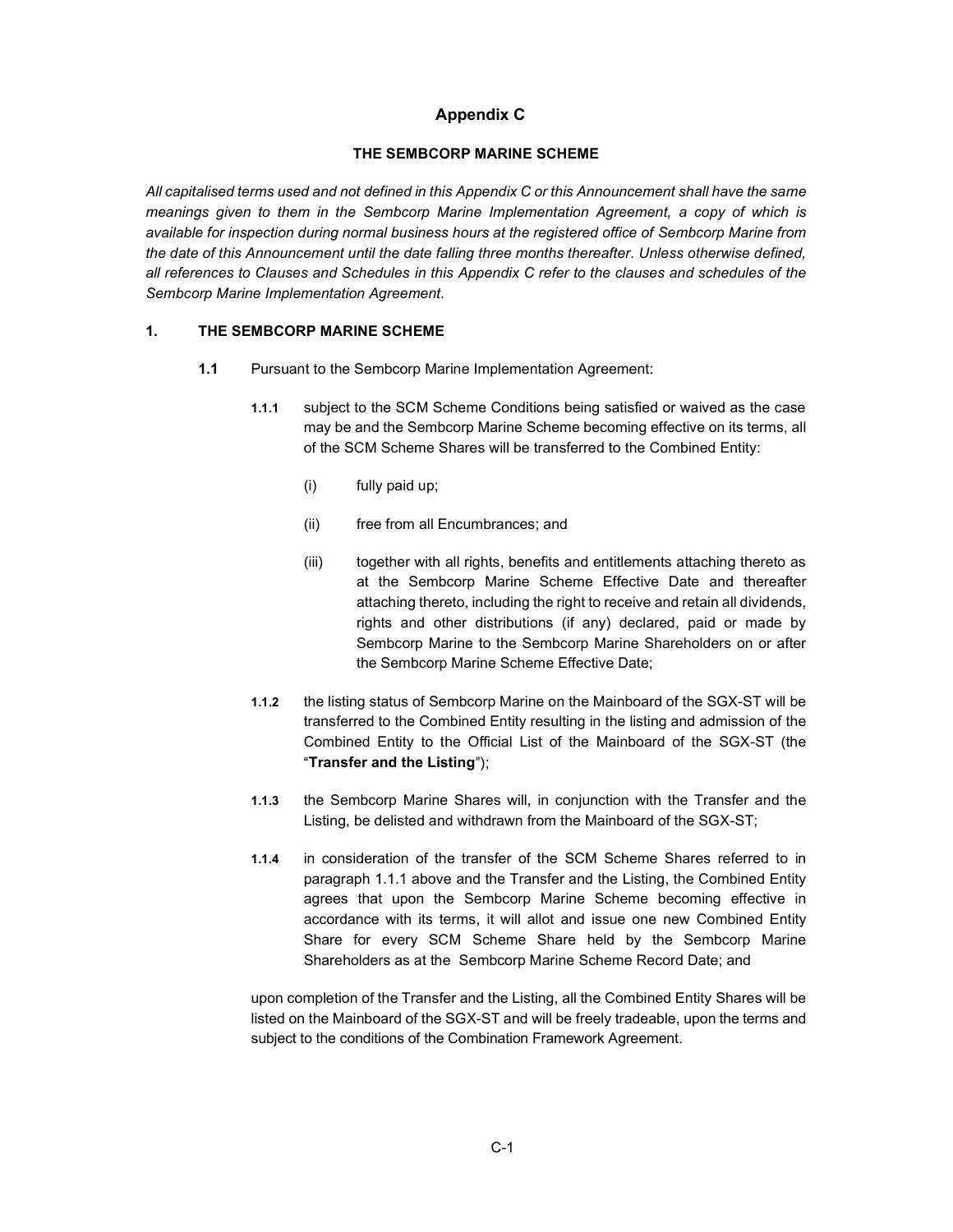# Appendix C

## THE SEMBCORP MARINE SCHEME

*All capitalised terms used and not defined in this Appendix C or this Announcement shall have the same meanings given to them in the Sembcorp Marine Implementation Agreement, a copy of which is available for inspection during normal business hours at the registered office of Sembcorp Marine from the date of this Announcement until the date falling three months thereafter. Unless otherwise defined, all references to Clauses and Schedules in this Appendix C refer to the clauses and schedules of the Sembcorp Marine Implementation Agreement.*

### 1. THE SEMBCORP MARINE SCHEME

**1.1** Pursuant to the Sembcorp Marine Implementation Agreement:

**1.1.1** subject to the SCM Scheme Conditions being satisfied or waived as the case may be and the Sembcorp Marine Scheme becoming effective on its terms, all of the SCM Scheme Shares will be transferred to the Combined Entity:

(i) fully paid up;

(ii) free from all Encumbrances; and

(iii) together with all rights, benefits and entitlements attaching thereto as at the Sembcorp Marine Scheme Effective Date and thereafter attaching thereto, including the right to receive and retain all dividends, rights and other distributions (if any) declared, paid or made by Sembcorp Marine to the Sembcorp Marine Shareholders on or after the Sembcorp Marine Scheme Effective Date;

**1.1.2** the listing status of Sembcorp Marine on the Mainboard of the SGX-ST will be transferred to the Combined Entity resulting in the listing and admission of the Combined Entity to the Official List of the Mainboard of the SGX-ST (the "**Transfer and the Listing**");

**1.1.3** the Sembcorp Marine Shares will, in conjunction with the Transfer and the Listing, be delisted and withdrawn from the Mainboard of the SGX-ST;

**1.1.4** in consideration of the transfer of the SCM Scheme Shares referred to in paragraph 1.1.1 above and the Transfer and the Listing, the Combined Entity agrees that upon the Sembcorp Marine Scheme becoming effective in accordance with its terms, it will allot and issue one new Combined Entity Share for every SCM Scheme Share held by the Sembcorp Marine Shareholders as at the Sembcorp Marine Scheme Record Date; and

upon completion of the Transfer and the Listing, all the Combined Entity Shares will be listed on the Mainboard of the SGX-ST and will be freely tradeable, upon the terms and subject to the conditions of the Combination Framework Agreement.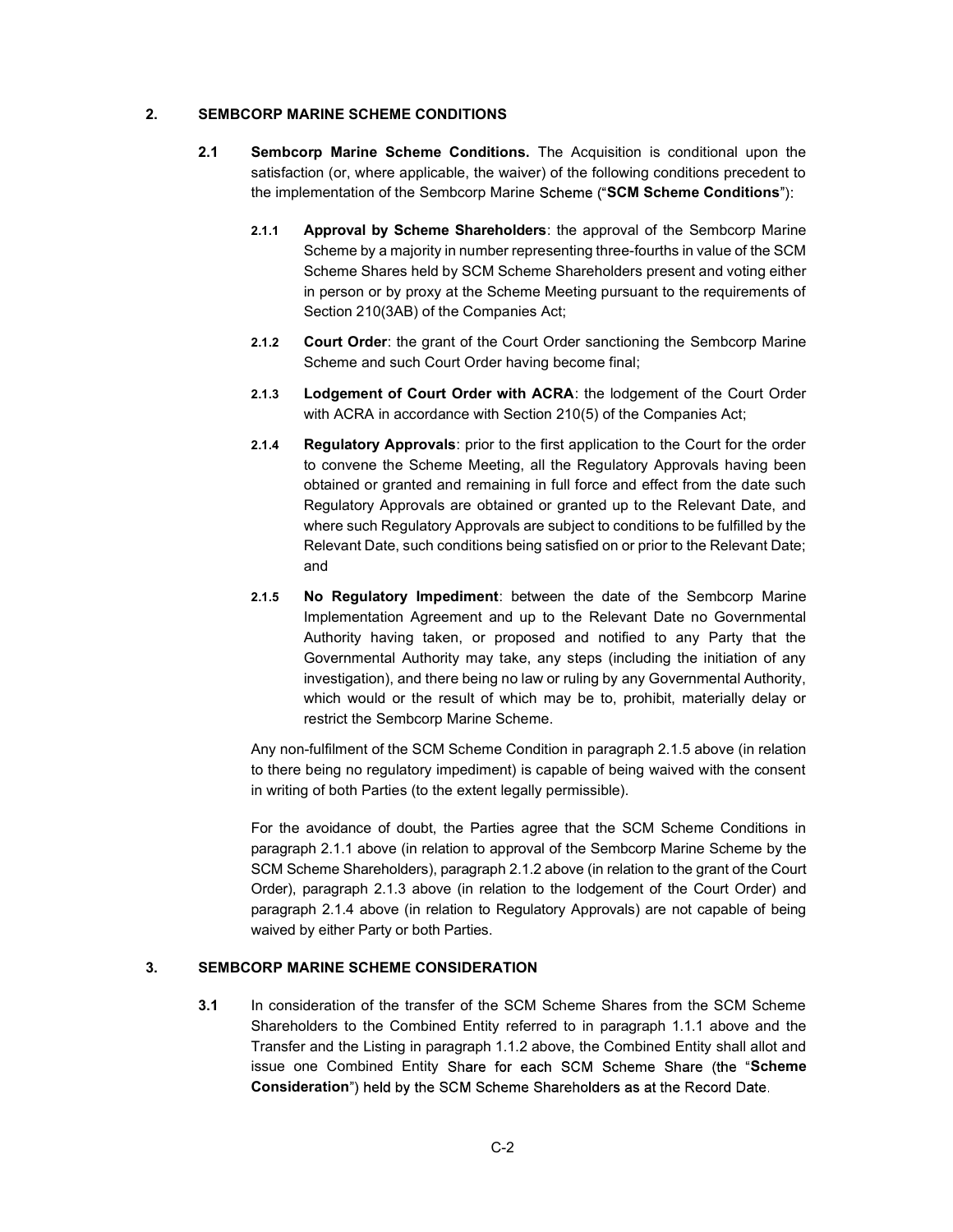## 2. SEMBCORP MARINE SCHEME CONDITIONS

**2.1 Sembcorp Marine Scheme Conditions.** The Acquisition is conditional upon the satisfaction (or, where applicable, the waiver) of the following conditions precedent to the implementation of the Sembcorp Marine Scheme ("**SCM Scheme Conditions**"):

**2.1.1 Approval by Scheme Shareholders**: the approval of the Sembcorp Marine Scheme by a majority in number representing three-fourths in value of the SCM Scheme Shares held by SCM Scheme Shareholders present and voting either in person or by proxy at the Scheme Meeting pursuant to the requirements of Section 210(3AB) of the Companies Act;

**2.1.2 Court Order**: the grant of the Court Order sanctioning the Sembcorp Marine Scheme and such Court Order having become final;

**2.1.3 Lodgement of Court Order with ACRA**: the lodgement of the Court Order with ACRA in accordance with Section 210(5) of the Companies Act;

**2.1.4 Regulatory Approvals**: prior to the first application to the Court for the order to convene the Scheme Meeting, all the Regulatory Approvals having been obtained or granted and remaining in full force and effect from the date such Regulatory Approvals are obtained or granted up to the Relevant Date, and where such Regulatory Approvals are subject to conditions to be fulfilled by the Relevant Date, such conditions being satisfied on or prior to the Relevant Date; and

**2.1.5 No Regulatory Impediment**: between the date of the Sembcorp Marine Implementation Agreement and up to the Relevant Date no Governmental Authority having taken, or proposed and notified to any Party that the Governmental Authority may take, any steps (including the initiation of any investigation), and there being no law or ruling by any Governmental Authority, which would or the result of which may be to, prohibit, materially delay or restrict the Sembcorp Marine Scheme.

Any non-fulfilment of the SCM Scheme Condition in paragraph 2.1.5 above (in relation to there being no regulatory impediment) is capable of being waived with the consent in writing of both Parties (to the extent legally permissible).

For the avoidance of doubt, the Parties agree that the SCM Scheme Conditions in paragraph 2.1.1 above (in relation to approval of the Sembcorp Marine Scheme by the SCM Scheme Shareholders), paragraph 2.1.2 above (in relation to the grant of the Court Order), paragraph 2.1.3 above (in relation to the lodgement of the Court Order) and paragraph 2.1.4 above (in relation to Regulatory Approvals) are not capable of being waived by either Party or both Parties.

## 3. SEMBCORP MARINE SCHEME CONSIDERATION

**3.1** In consideration of the transfer of the SCM Scheme Shares from the SCM Scheme Shareholders to the Combined Entity referred to in paragraph 1.1.1 above and the Transfer and the Listing in paragraph 1.1.2 above, the Combined Entity shall allot and issue one Combined Entity Share for each SCM Scheme Share (the "**Scheme Consideration**") held by the SCM Scheme Shareholders as at the Record Date.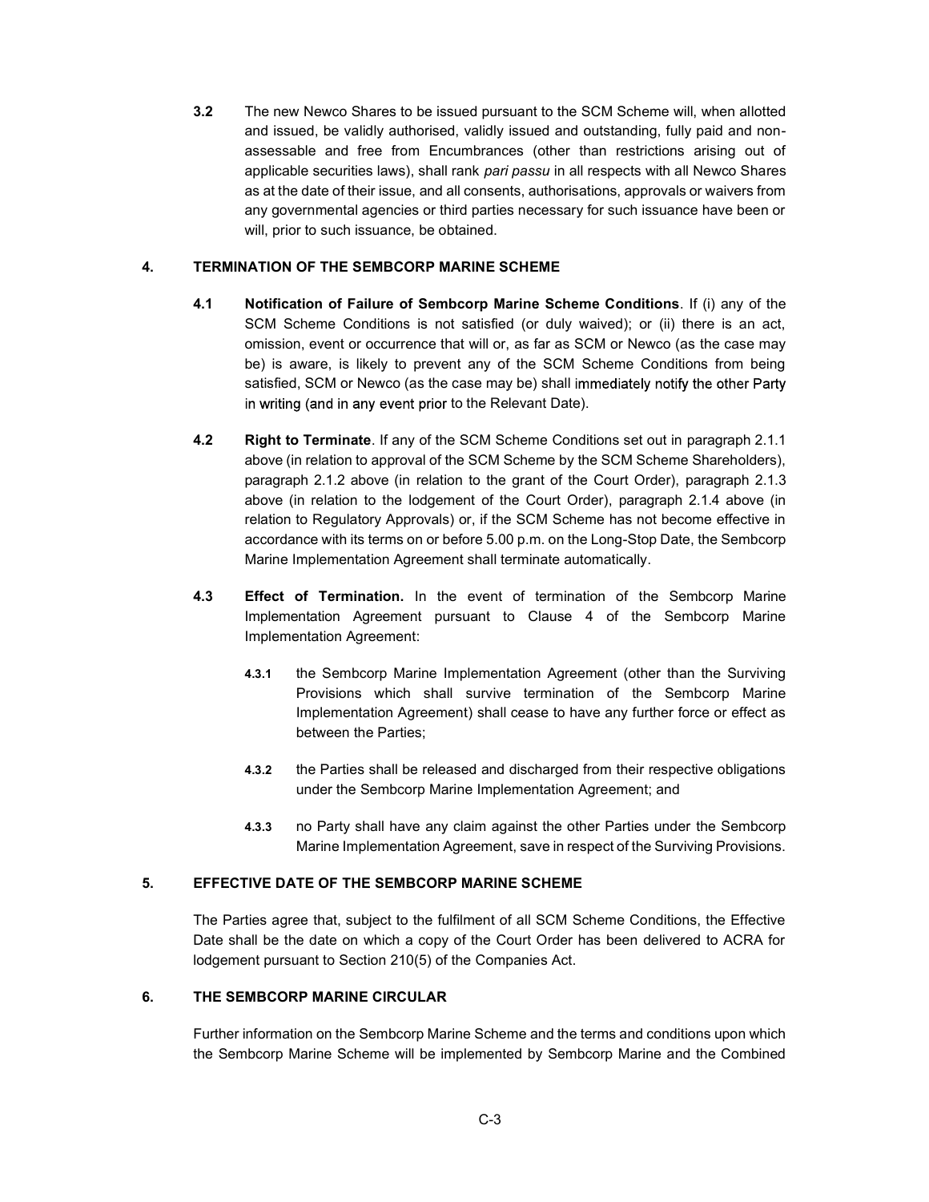**3.2** The new Newco Shares to be issued pursuant to the SCM Scheme will, when allotted and issued, be validly authorised, validly issued and outstanding, fully paid and non-assessable and free from Encumbrances (other than restrictions arising out of applicable securities laws), shall rank *pari passu* in all respects with all Newco Shares as at the date of their issue, and all consents, authorisations, approvals or waivers from any governmental agencies or third parties necessary for such issuance have been or will, prior to such issuance, be obtained.

## 4. TERMINATION OF THE SEMBCORP MARINE SCHEME

**4.1** **Notification of Failure of Sembcorp Marine Scheme Conditions**. If (i) any of the SCM Scheme Conditions is not satisfied (or duly waived); or (ii) there is an act, omission, event or occurrence that will or, as far as SCM or Newco (as the case may be) is aware, is likely to prevent any of the SCM Scheme Conditions from being satisfied, SCM or Newco (as the case may be) shall immediately notify the other Party in writing (and in any event prior to the Relevant Date).

**4.2** **Right to Terminate**. If any of the SCM Scheme Conditions set out in paragraph 2.1.1 above (in relation to approval of the SCM Scheme by the SCM Scheme Shareholders), paragraph 2.1.2 above (in relation to the grant of the Court Order), paragraph 2.1.3 above (in relation to the lodgement of the Court Order), paragraph 2.1.4 above (in relation to Regulatory Approvals) or, if the SCM Scheme has not become effective in accordance with its terms on or before 5.00 p.m. on the Long-Stop Date, the Sembcorp Marine Implementation Agreement shall terminate automatically.

**4.3** **Effect of Termination.** In the event of termination of the Sembcorp Marine Implementation Agreement pursuant to Clause 4 of the Sembcorp Marine Implementation Agreement:

**4.3.1** the Sembcorp Marine Implementation Agreement (other than the Surviving Provisions which shall survive termination of the Sembcorp Marine Implementation Agreement) shall cease to have any further force or effect as between the Parties;

**4.3.2** the Parties shall be released and discharged from their respective obligations under the Sembcorp Marine Implementation Agreement; and

**4.3.3** no Party shall have any claim against the other Parties under the Sembcorp Marine Implementation Agreement, save in respect of the Surviving Provisions.

## 5. EFFECTIVE DATE OF THE SEMBCORP MARINE SCHEME

The Parties agree that, subject to the fulfilment of all SCM Scheme Conditions, the Effective Date shall be the date on which a copy of the Court Order has been delivered to ACRA for lodgement pursuant to Section 210(5) of the Companies Act.

## 6. THE SEMBCORP MARINE CIRCULAR

Further information on the Sembcorp Marine Scheme and the terms and conditions upon which the Sembcorp Marine Scheme will be implemented by Sembcorp Marine and the Combined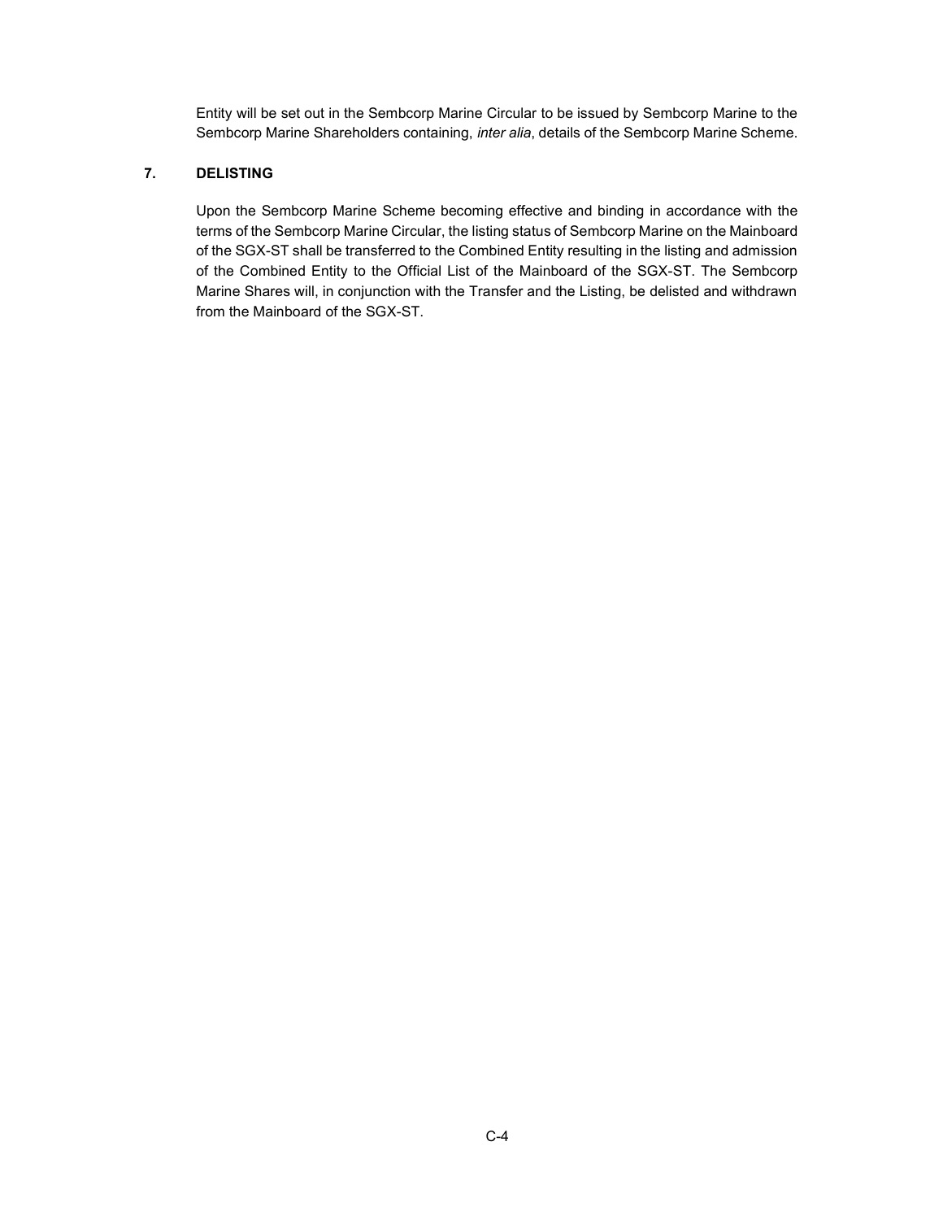Entity will be set out in the Sembcorp Marine Circular to be issued by Sembcorp Marine to the Sembcorp Marine Shareholders containing, *inter alia*, details of the Sembcorp Marine Scheme.

## 7. DELISTING

Upon the Sembcorp Marine Scheme becoming effective and binding in accordance with the terms of the Sembcorp Marine Circular, the listing status of Sembcorp Marine on the Mainboard of the SGX-ST shall be transferred to the Combined Entity resulting in the listing and admission of the Combined Entity to the Official List of the Mainboard of the SGX-ST. The Sembcorp Marine Shares will, in conjunction with the Transfer and the Listing, be delisted and withdrawn from the Mainboard of the SGX-ST.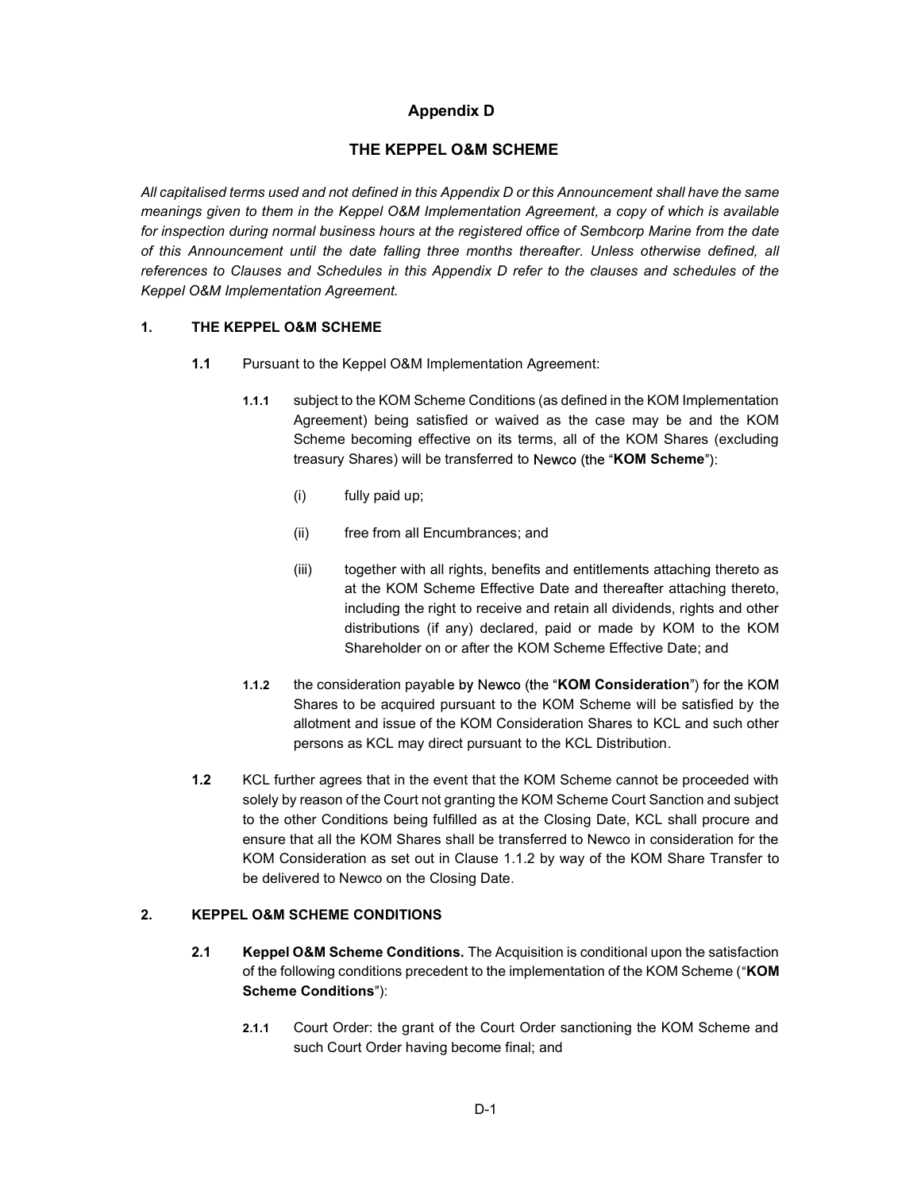# Appendix D

## THE KEPPEL O&M SCHEME

*All capitalised terms used and not defined in this Appendix D or this Announcement shall have the same meanings given to them in the Keppel O&M Implementation Agreement, a copy of which is available for inspection during normal business hours at the registered office of Sembcorp Marine from the date of this Announcement until the date falling three months thereafter. Unless otherwise defined, all references to Clauses and Schedules in this Appendix D refer to the clauses and schedules of the Keppel O&M Implementation Agreement.*

### 1. THE KEPPEL O&M SCHEME

**1.1** Pursuant to the Keppel O&M Implementation Agreement:

**1.1.1** subject to the KOM Scheme Conditions (as defined in the KOM Implementation Agreement) being satisfied or waived as the case may be and the KOM Scheme becoming effective on its terms, all of the KOM Shares (excluding treasury Shares) will be transferred to Newco (the "**KOM Scheme**"):

(i) fully paid up;

(ii) free from all Encumbrances; and

(iii) together with all rights, benefits and entitlements attaching thereto as at the KOM Scheme Effective Date and thereafter attaching thereto, including the right to receive and retain all dividends, rights and other distributions (if any) declared, paid or made by KOM to the KOM Shareholder on or after the KOM Scheme Effective Date; and

**1.1.2** the consideration payable by Newco (the "**KOM Consideration**") for the KOM Shares to be acquired pursuant to the KOM Scheme will be satisfied by the allotment and issue of the KOM Consideration Shares to KCL and such other persons as KCL may direct pursuant to the KCL Distribution.

**1.2** KCL further agrees that in the event that the KOM Scheme cannot be proceeded with solely by reason of the Court not granting the KOM Scheme Court Sanction and subject to the other Conditions being fulfilled as at the Closing Date, KCL shall procure and ensure that all the KOM Shares shall be transferred to Newco in consideration for the KOM Consideration as set out in Clause 1.1.2 by way of the KOM Share Transfer to be delivered to Newco on the Closing Date.

### 2. KEPPEL O&M SCHEME CONDITIONS

**2.1** **Keppel O&M Scheme Conditions.** The Acquisition is conditional upon the satisfaction of the following conditions precedent to the implementation of the KOM Scheme ("**KOM Scheme Conditions**"):

**2.1.1** Court Order: the grant of the Court Order sanctioning the KOM Scheme and such Court Order having become final; and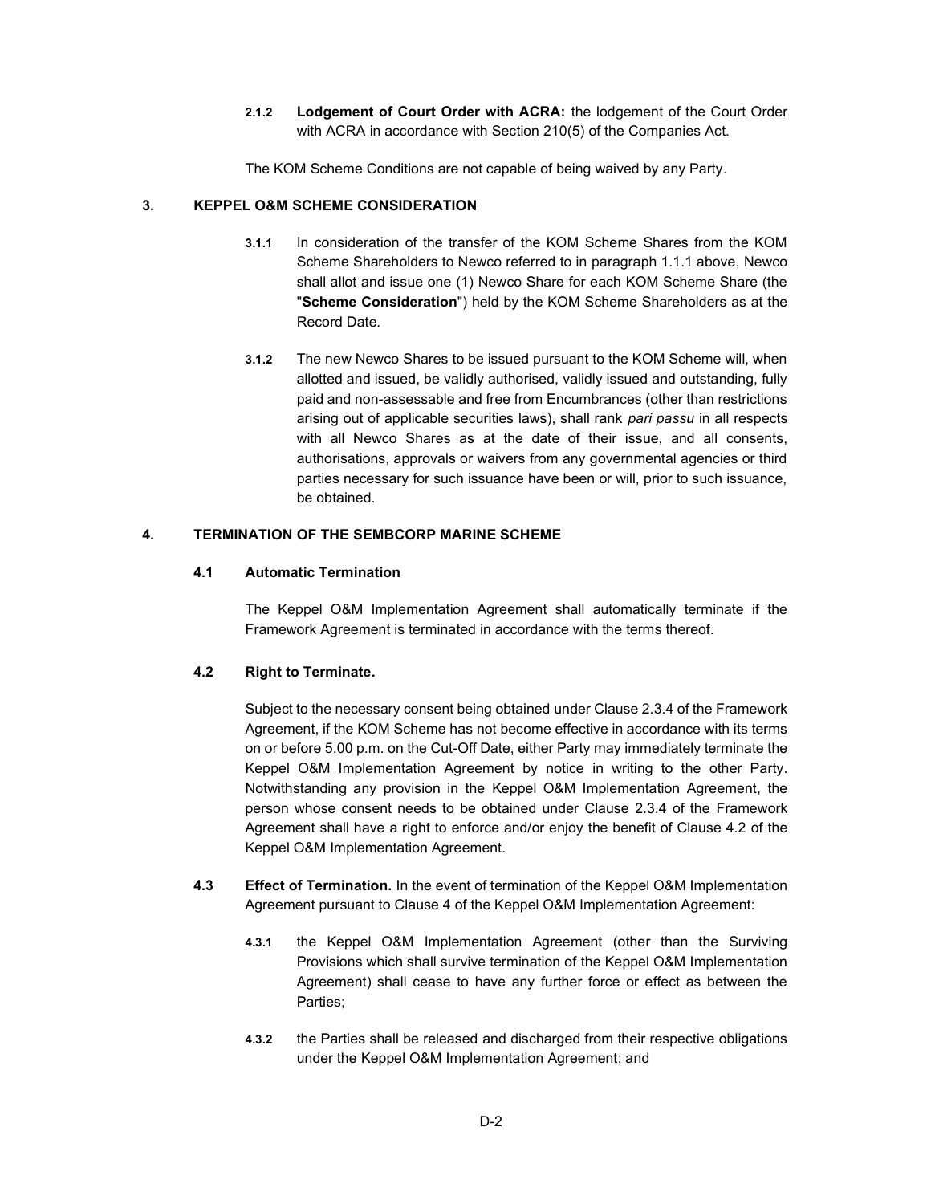**2.1.2 Lodgement of Court Order with ACRA:** the lodgement of the Court Order with ACRA in accordance with Section 210(5) of the Companies Act.

The KOM Scheme Conditions are not capable of being waived by any Party.

## 3. KEPPEL O&M SCHEME CONSIDERATION

**3.1.1** In consideration of the transfer of the KOM Scheme Shares from the KOM Scheme Shareholders to Newco referred to in paragraph 1.1.1 above, Newco shall allot and issue one (1) Newco Share for each KOM Scheme Share (the "**Scheme Consideration**") held by the KOM Scheme Shareholders as at the Record Date.

**3.1.2** The new Newco Shares to be issued pursuant to the KOM Scheme will, when allotted and issued, be validly authorised, validly issued and outstanding, fully paid and non-assessable and free from Encumbrances (other than restrictions arising out of applicable securities laws), shall rank *pari passu* in all respects with all Newco Shares as at the date of their issue, and all consents, authorisations, approvals or waivers from any governmental agencies or third parties necessary for such issuance have been or will, prior to such issuance, be obtained.

## 4. TERMINATION OF THE SEMBCORP MARINE SCHEME

### 4.1 Automatic Termination

The Keppel O&M Implementation Agreement shall automatically terminate if the Framework Agreement is terminated in accordance with the terms thereof.

### 4.2 Right to Terminate.

Subject to the necessary consent being obtained under Clause 2.3.4 of the Framework Agreement, if the KOM Scheme has not become effective in accordance with its terms on or before 5.00 p.m. on the Cut-Off Date, either Party may immediately terminate the Keppel O&M Implementation Agreement by notice in writing to the other Party. Notwithstanding any provision in the Keppel O&M Implementation Agreement, the person whose consent needs to be obtained under Clause 2.3.4 of the Framework Agreement shall have a right to enforce and/or enjoy the benefit of Clause 4.2 of the Keppel O&M Implementation Agreement.

**4.3 Effect of Termination.** In the event of termination of the Keppel O&M Implementation Agreement pursuant to Clause 4 of the Keppel O&M Implementation Agreement:

**4.3.1** the Keppel O&M Implementation Agreement (other than the Surviving Provisions which shall survive termination of the Keppel O&M Implementation Agreement) shall cease to have any further force or effect as between the Parties;

**4.3.2** the Parties shall be released and discharged from their respective obligations under the Keppel O&M Implementation Agreement; and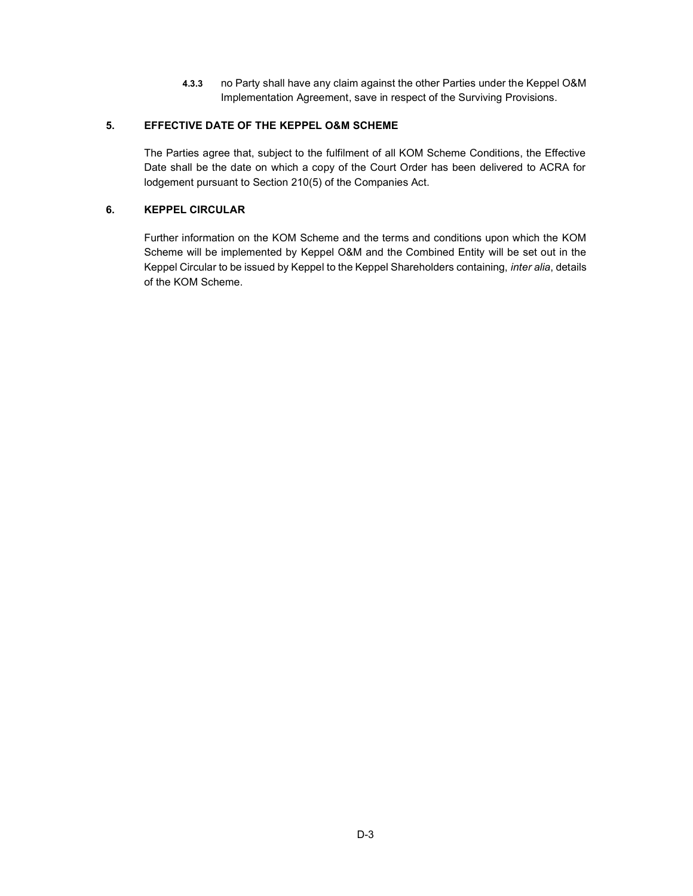**4.3.3** no Party shall have any claim against the other Parties under the Keppel O&M Implementation Agreement, save in respect of the Surviving Provisions.

## 5. EFFECTIVE DATE OF THE KEPPEL O&M SCHEME

The Parties agree that, subject to the fulfilment of all KOM Scheme Conditions, the Effective Date shall be the date on which a copy of the Court Order has been delivered to ACRA for lodgement pursuant to Section 210(5) of the Companies Act.

## 6. KEPPEL CIRCULAR

Further information on the KOM Scheme and the terms and conditions upon which the KOM Scheme will be implemented by Keppel O&M and the Combined Entity will be set out in the Keppel Circular to be issued by Keppel to the Keppel Shareholders containing, *inter alia*, details of the KOM Scheme.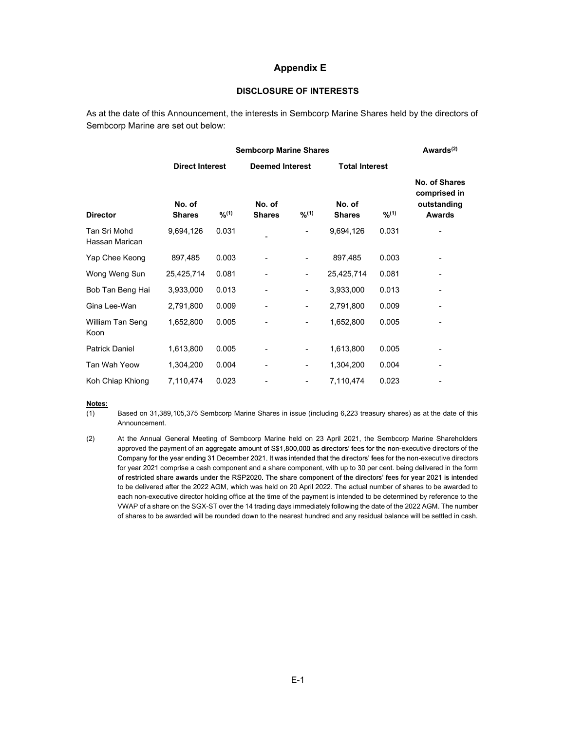# Appendix E

## DISCLOSURE OF INTERESTS

As at the date of this Announcement, the interests in Sembcorp Marine Shares held by the directors of Sembcorp Marine are set out below:

| | Sembcorp Marine Shares | | | | | | Awards[2] |
|---|---|---|---|---|---|---|---|
| | Direct Interest | | Deemed Interest | | Total Interest | | |
| **Director** | **No. of Shares** | **%[1]** | **No. of Shares** | **%[1]** | **No. of Shares** | **%[1]** | **No. of Shares comprised in outstanding Awards** |
| Tan Sri Mohd Hassan Marican | 9,694,126 | 0.031 | - | - | 9,694,126 | 0.031 | - |
| Yap Chee Keong | 897,485 | 0.003 | - | - | 897,485 | 0.003 | - |
| Wong Weng Sun | 25,425,714 | 0.081 | - | - | 25,425,714 | 0.081 | - |
| Bob Tan Beng Hai | 3,933,000 | 0.013 | - | - | 3,933,000 | 0.013 | - |
| Gina Lee-Wan | 2,791,800 | 0.009 | - | - | 2,791,800 | 0.009 | - |
| William Tan Seng Koon | 1,652,800 | 0.005 | - | - | 1,652,800 | 0.005 | - |
| Patrick Daniel | 1,613,800 | 0.005 | - | - | 1,613,800 | 0.005 | - |
| Tan Wah Yeow | 1,304,200 | 0.004 | - | - | 1,304,200 | 0.004 | - |
| Koh Chiap Khiong | 7,110,474 | 0.023 | - | - | 7,110,474 | 0.023 | - |

**Notes:**

(1) Based on 31,389,105,375 Sembcorp Marine Shares in issue (including 6,223 treasury shares) as at the date of this Announcement.

(2) At the Annual General Meeting of Sembcorp Marine held on 23 April 2021, the Sembcorp Marine Shareholders approved the payment of an aggregate amount of S$1,800,000 as directors' fees for the non-executive directors of the Company for the year ending 31 December 2021. It was intended that the directors' fees for the non-executive directors for year 2021 comprise a cash component and a share component, with up to 30 per cent. being delivered in the form of restricted share awards under the RSP2020. The share component of the directors' fees for year 2021 is intended to be delivered after the 2022 AGM, which was held on 20 April 2022. The actual number of shares to be awarded to each non-executive director holding office at the time of the payment is intended to be determined by reference to the VWAP of a share on the SGX-ST over the 14 trading days immediately following the date of the 2022 AGM. The number of shares to be awarded will be rounded down to the nearest hundred and any residual balance will be settled in cash.